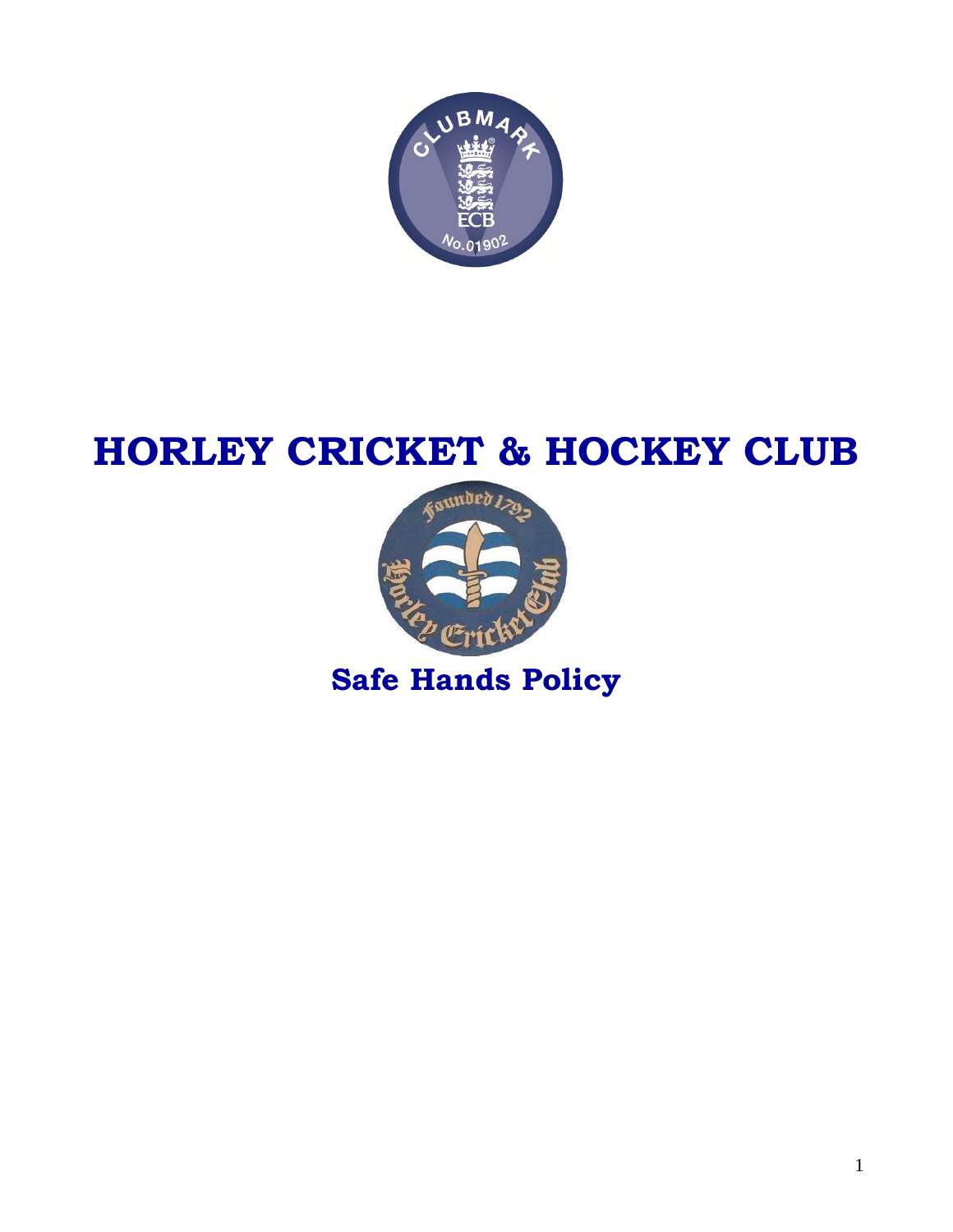# HORLEY CRICKET & HOCKEY CLUB

## Safe Hands Policy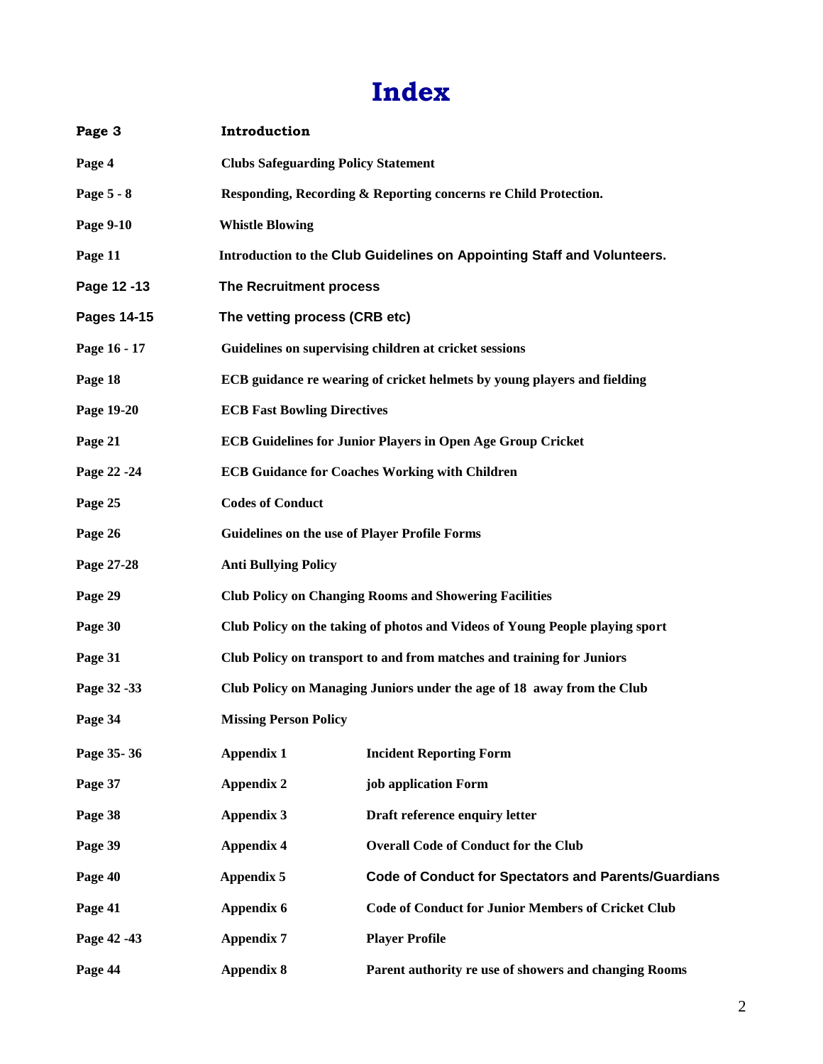# Index

| | | |
|---|---|---|
| **Page 3** | **Introduction** | |
| **Page 4** | **Clubs Safeguarding Policy Statement** | |
| **Page 5 - 8** | **Responding, Recording & Reporting concerns re Child Protection.** | |
| **Page 9-10** | **Whistle Blowing** | |
| **Page 11** | **Introduction to the Club Guidelines on Appointing Staff and Volunteers.** | |
| **Page 12 -13** | **The Recruitment process** | |
| **Pages 14-15** | **The vetting process (CRB etc)** | |
| **Page 16 - 17** | **Guidelines on supervising children at cricket sessions** | |
| **Page 18** | **ECB guidance re wearing of cricket helmets by young players and fielding** | |
| **Page 19-20** | **ECB Fast Bowling Directives** | |
| **Page 21** | **ECB Guidelines for Junior Players in Open Age Group Cricket** | |
| **Page 22 -24** | **ECB Guidance for Coaches Working with Children** | |
| **Page 25** | **Codes of Conduct** | |
| **Page 26** | **Guidelines on the use of Player Profile Forms** | |
| **Page 27-28** | **Anti Bullying Policy** | |
| **Page 29** | **Club Policy on Changing Rooms and Showering Facilities** | |
| **Page 30** | **Club Policy on the taking of photos and Videos of Young People playing sport** | |
| **Page 31** | **Club Policy on transport to and from matches and training for Juniors** | |
| **Page 32 -33** | **Club Policy on Managing Juniors under the age of 18 away from the Club** | |
| **Page 34** | **Missing Person Policy** | |
| **Page 35- 36** | **Appendix 1** | **Incident Reporting Form** |
| **Page 37** | **Appendix 2** | **job application Form** |
| **Page 38** | **Appendix 3** | **Draft reference enquiry letter** |
| **Page 39** | **Appendix 4** | **Overall Code of Conduct for the Club** |
| **Page 40** | **Appendix 5** | **Code of Conduct for Spectators and Parents/Guardians** |
| **Page 41** | **Appendix 6** | **Code of Conduct for Junior Members of Cricket Club** |
| **Page 42 -43** | **Appendix 7** | **Player Profile** |
| **Page 44** | **Appendix 8** | **Parent authority re use of showers and changing Rooms** |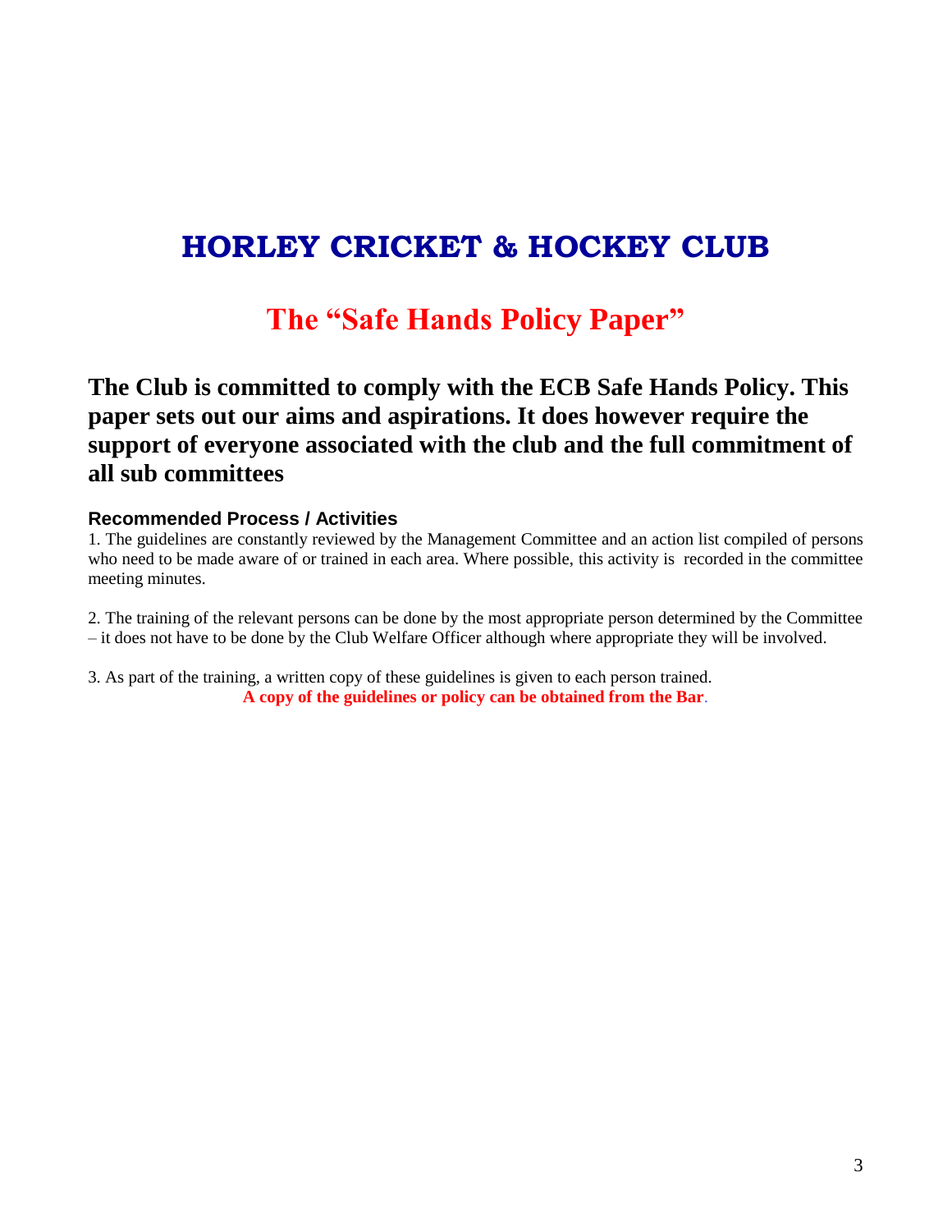# HORLEY CRICKET & HOCKEY CLUB

## The "Safe Hands Policy Paper"

**The Club is committed to comply with the ECB Safe Hands Policy. This paper sets out our aims and aspirations. It does however require the support of everyone associated with the club and the full commitment of all sub committees**

### Recommended Process / Activities

1. The guidelines are constantly reviewed by the Management Committee and an action list compiled of persons who need to be made aware of or trained in each area. Where possible, this activity is recorded in the committee meeting minutes.

2. The training of the relevant persons can be done by the most appropriate person determined by the Committee – it does not have to be done by the Club Welfare Officer although where appropriate they will be involved.

3. As part of the training, a written copy of these guidelines is given to each person trained.

**A copy of the guidelines or policy can be obtained from the Bar**.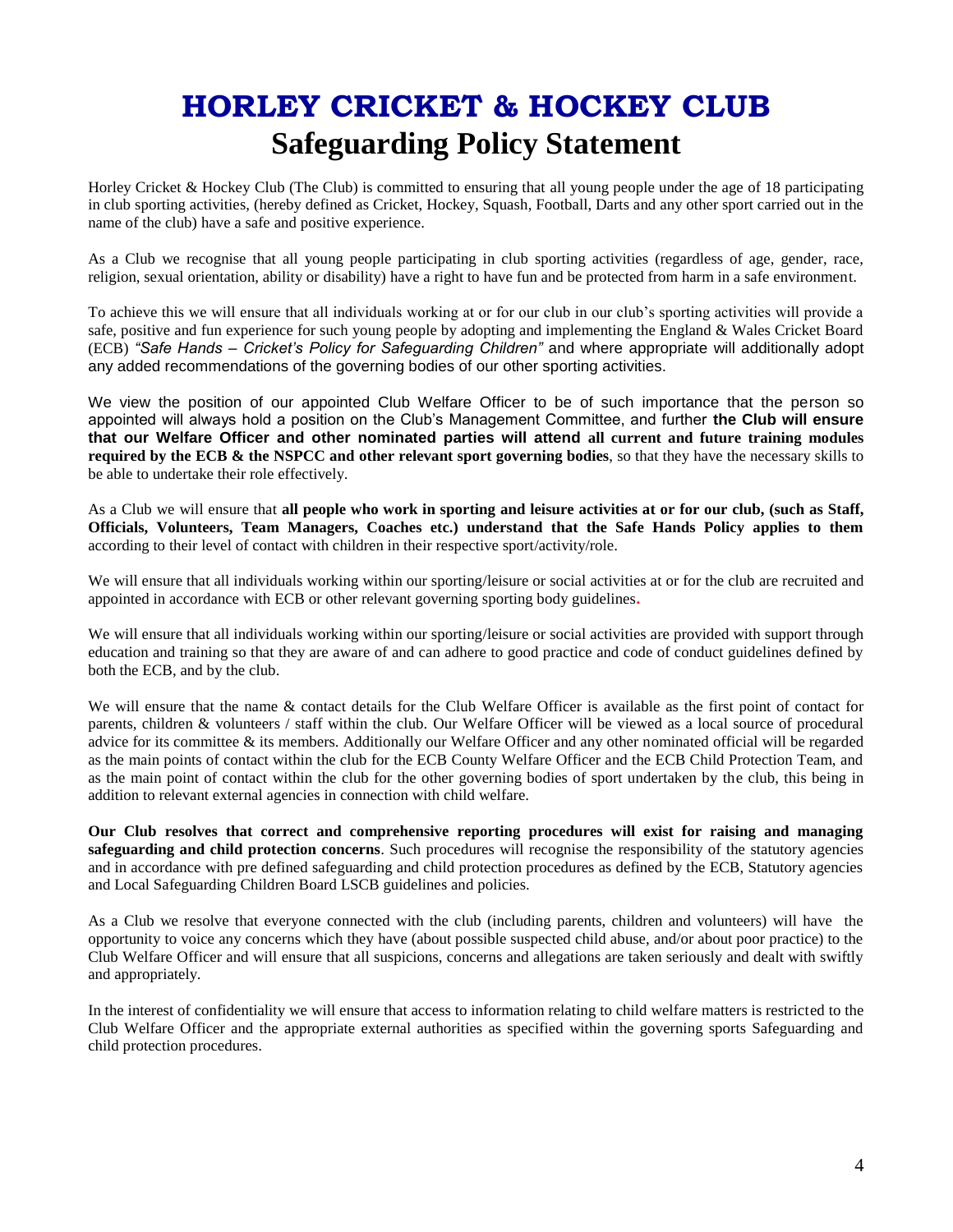# HORLEY CRICKET & HOCKEY CLUB

## Safeguarding Policy Statement

Horley Cricket & Hockey Club (The Club) is committed to ensuring that all young people under the age of 18 participating in club sporting activities, (hereby defined as Cricket, Hockey, Squash, Football, Darts and any other sport carried out in the name of the club) have a safe and positive experience.

As a Club we recognise that all young people participating in club sporting activities (regardless of age, gender, race, religion, sexual orientation, ability or disability) have a right to have fun and be protected from harm in a safe environment.

To achieve this we will ensure that all individuals working at or for our club in our club's sporting activities will provide a safe, positive and fun experience for such young people by adopting and implementing the England & Wales Cricket Board (ECB) *"Safe Hands – Cricket's Policy for Safeguarding Children"* and where appropriate will additionally adopt any added recommendations of the governing bodies of our other sporting activities.

We view the position of our appointed Club Welfare Officer to be of such importance that the person so appointed will always hold a position on the Club's Management Committee, and further **the Club will ensure that our Welfare Officer and other nominated parties will attend all current and future training modules required by the ECB & the NSPCC and other relevant sport governing bodies**, so that they have the necessary skills to be able to undertake their role effectively.

As a Club we will ensure that **all people who work in sporting and leisure activities at or for our club, (such as Staff, Officials, Volunteers, Team Managers, Coaches etc.) understand that the Safe Hands Policy applies to them** according to their level of contact with children in their respective sport/activity/role.

We will ensure that all individuals working within our sporting/leisure or social activities at or for the club are recruited and appointed in accordance with ECB or other relevant governing sporting body guidelines.

We will ensure that all individuals working within our sporting/leisure or social activities are provided with support through education and training so that they are aware of and can adhere to good practice and code of conduct guidelines defined by both the ECB, and by the club.

We will ensure that the name & contact details for the Club Welfare Officer is available as the first point of contact for parents, children & volunteers / staff within the club. Our Welfare Officer will be viewed as a local source of procedural advice for its committee & its members. Additionally our Welfare Officer and any other nominated official will be regarded as the main points of contact within the club for the ECB County Welfare Officer and the ECB Child Protection Team, and as the main point of contact within the club for the other governing bodies of sport undertaken by the club, this being in addition to relevant external agencies in connection with child welfare.

**Our Club resolves that correct and comprehensive reporting procedures will exist for raising and managing safeguarding and child protection concerns**. Such procedures will recognise the responsibility of the statutory agencies and in accordance with pre defined safeguarding and child protection procedures as defined by the ECB, Statutory agencies and Local Safeguarding Children Board LSCB guidelines and policies.

As a Club we resolve that everyone connected with the club (including parents, children and volunteers) will have the opportunity to voice any concerns which they have (about possible suspected child abuse, and/or about poor practice) to the Club Welfare Officer and will ensure that all suspicions, concerns and allegations are taken seriously and dealt with swiftly and appropriately.

In the interest of confidentiality we will ensure that access to information relating to child welfare matters is restricted to the Club Welfare Officer and the appropriate external authorities as specified within the governing sports Safeguarding and child protection procedures.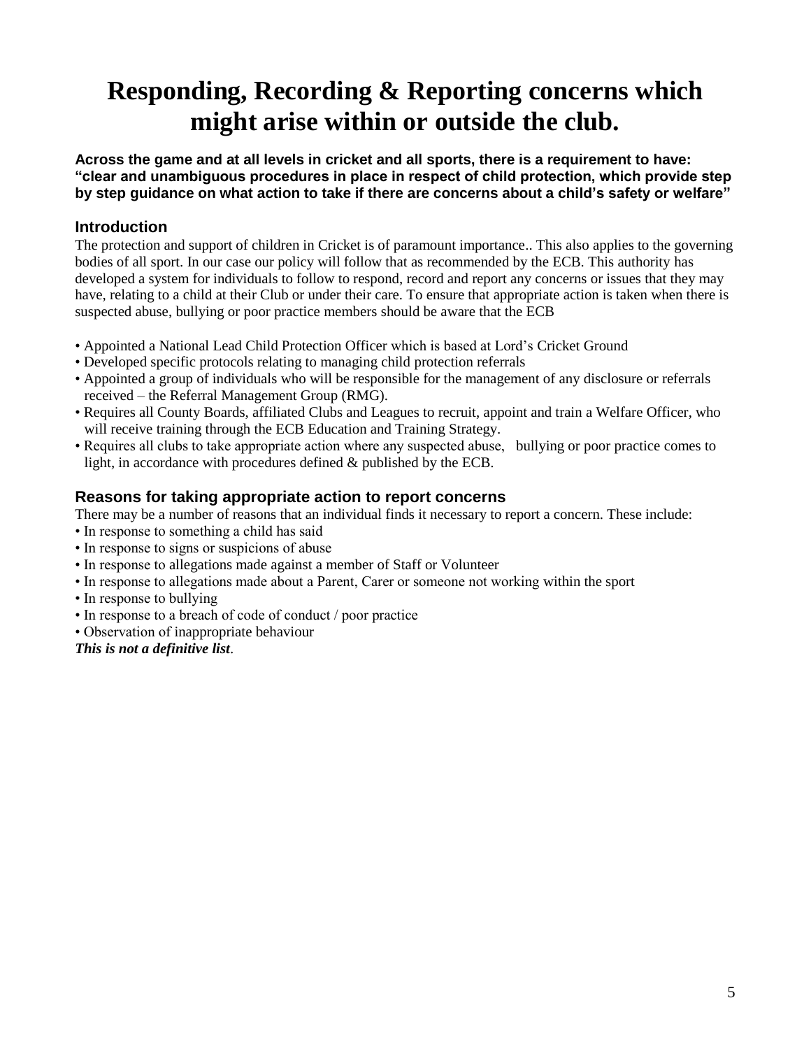# Responding, Recording & Reporting concerns which might arise within or outside the club.

**Across the game and at all levels in cricket and all sports, there is a requirement to have: "clear and unambiguous procedures in place in respect of child protection, which provide step by step guidance on what action to take if there are concerns about a child's safety or welfare"**

## Introduction

The protection and support of children in Cricket is of paramount importance.. This also applies to the governing bodies of all sport. In our case our policy will follow that as recommended by the ECB. This authority has developed a system for individuals to follow to respond, record and report any concerns or issues that they may have, relating to a child at their Club or under their care. To ensure that appropriate action is taken when there is suspected abuse, bullying or poor practice members should be aware that the ECB

- Appointed a National Lead Child Protection Officer which is based at Lord's Cricket Ground
- Developed specific protocols relating to managing child protection referrals
- Appointed a group of individuals who will be responsible for the management of any disclosure or referrals received – the Referral Management Group (RMG).
- Requires all County Boards, affiliated Clubs and Leagues to recruit, appoint and train a Welfare Officer, who will receive training through the ECB Education and Training Strategy.
- Requires all clubs to take appropriate action where any suspected abuse, bullying or poor practice comes to light, in accordance with procedures defined & published by the ECB.

## Reasons for taking appropriate action to report concerns

There may be a number of reasons that an individual finds it necessary to report a concern. These include:

- In response to something a child has said
- In response to signs or suspicions of abuse
- In response to allegations made against a member of Staff or Volunteer
- In response to allegations made about a Parent, Carer or someone not working within the sport
- In response to bullying
- In response to a breach of code of conduct / poor practice
- Observation of inappropriate behaviour

***This is not a definitive list***.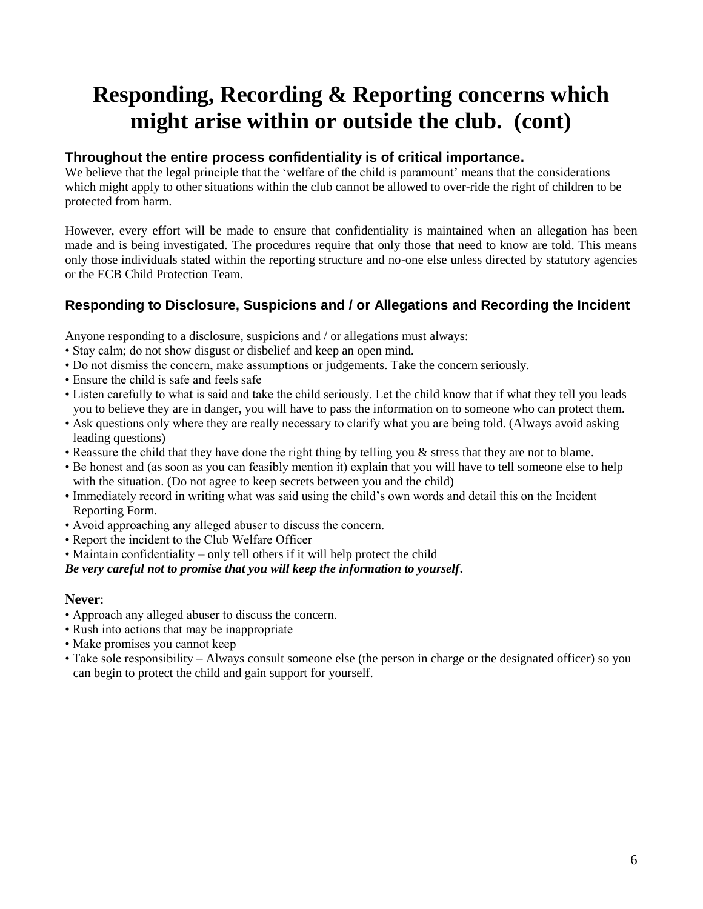# Responding, Recording & Reporting concerns which might arise within or outside the club. (cont)

### Throughout the entire process confidentiality is of critical importance.

We believe that the legal principle that the 'welfare of the child is paramount' means that the considerations which might apply to other situations within the club cannot be allowed to over-ride the right of children to be protected from harm.

However, every effort will be made to ensure that confidentiality is maintained when an allegation has been made and is being investigated. The procedures require that only those that need to know are told. This means only those individuals stated within the reporting structure and no-one else unless directed by statutory agencies or the ECB Child Protection Team.

### Responding to Disclosure, Suspicions and / or Allegations and Recording the Incident

Anyone responding to a disclosure, suspicions and / or allegations must always:

- Stay calm; do not show disgust or disbelief and keep an open mind.
- Do not dismiss the concern, make assumptions or judgements. Take the concern seriously.
- Ensure the child is safe and feels safe
- Listen carefully to what is said and take the child seriously. Let the child know that if what they tell you leads you to believe they are in danger, you will have to pass the information on to someone who can protect them.
- Ask questions only where they are really necessary to clarify what you are being told. (Always avoid asking leading questions)
- Reassure the child that they have done the right thing by telling you & stress that they are not to blame.
- Be honest and (as soon as you can feasibly mention it) explain that you will have to tell someone else to help with the situation. (Do not agree to keep secrets between you and the child)
- Immediately record in writing what was said using the child's own words and detail this on the Incident Reporting Form.
- Avoid approaching any alleged abuser to discuss the concern.
- Report the incident to the Club Welfare Officer
- Maintain confidentiality – only tell others if it will help protect the child

***Be very careful not to promise that you will keep the information to yourself.***

**Never**:

- Approach any alleged abuser to discuss the concern.
- Rush into actions that may be inappropriate
- Make promises you cannot keep
- Take sole responsibility – Always consult someone else (the person in charge or the designated officer) so you can begin to protect the child and gain support for yourself.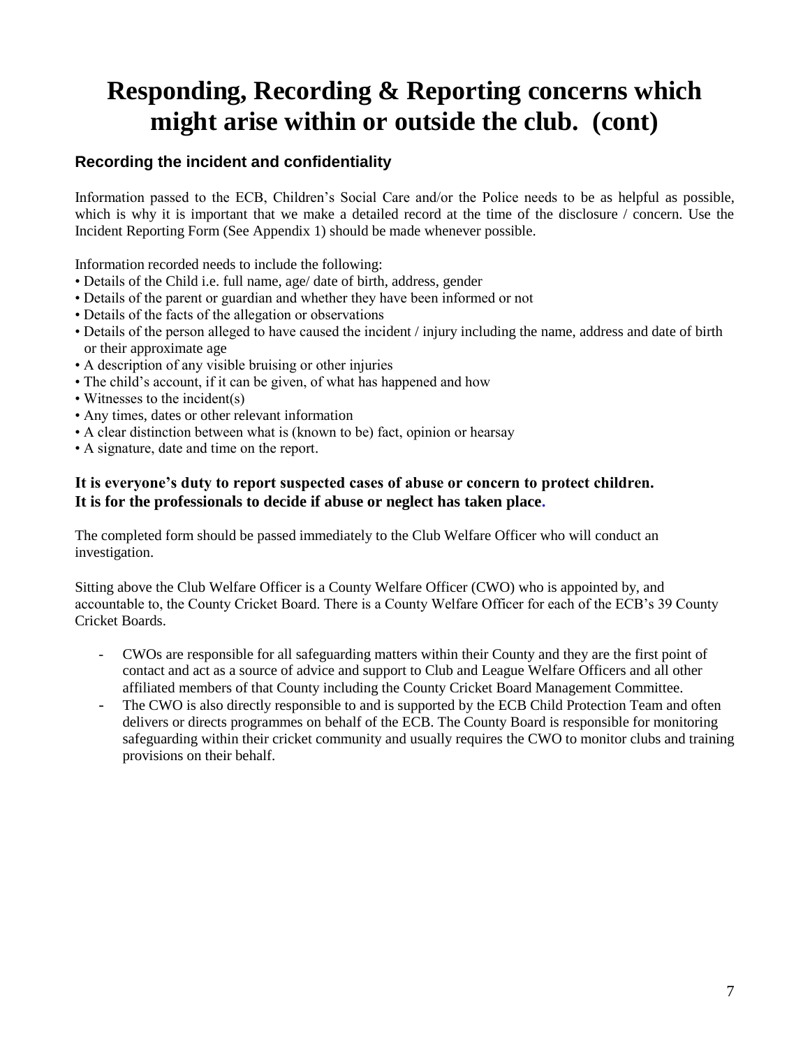# Responding, Recording & Reporting concerns which might arise within or outside the club. (cont)

### Recording the incident and confidentiality

Information passed to the ECB, Children's Social Care and/or the Police needs to be as helpful as possible, which is why it is important that we make a detailed record at the time of the disclosure / concern. Use the Incident Reporting Form (See Appendix 1) should be made whenever possible.

Information recorded needs to include the following:

- Details of the Child i.e. full name, age/ date of birth, address, gender
- Details of the parent or guardian and whether they have been informed or not
- Details of the facts of the allegation or observations
- Details of the person alleged to have caused the incident / injury including the name, address and date of birth or their approximate age
- A description of any visible bruising or other injuries
- The child's account, if it can be given, of what has happened and how
- Witnesses to the incident(s)
- Any times, dates or other relevant information
- A clear distinction between what is (known to be) fact, opinion or hearsay
- A signature, date and time on the report.

**It is everyone's duty to report suspected cases of abuse or concern to protect children.**
**It is for the professionals to decide if abuse or neglect has taken place.**

The completed form should be passed immediately to the Club Welfare Officer who will conduct an investigation.

Sitting above the Club Welfare Officer is a County Welfare Officer (CWO) who is appointed by, and accountable to, the County Cricket Board. There is a County Welfare Officer for each of the ECB's 39 County Cricket Boards.

- CWOs are responsible for all safeguarding matters within their County and they are the first point of contact and act as a source of advice and support to Club and League Welfare Officers and all other affiliated members of that County including the County Cricket Board Management Committee.
- The CWO is also directly responsible to and is supported by the ECB Child Protection Team and often delivers or directs programmes on behalf of the ECB. The County Board is responsible for monitoring safeguarding within their cricket community and usually requires the CWO to monitor clubs and training provisions on their behalf.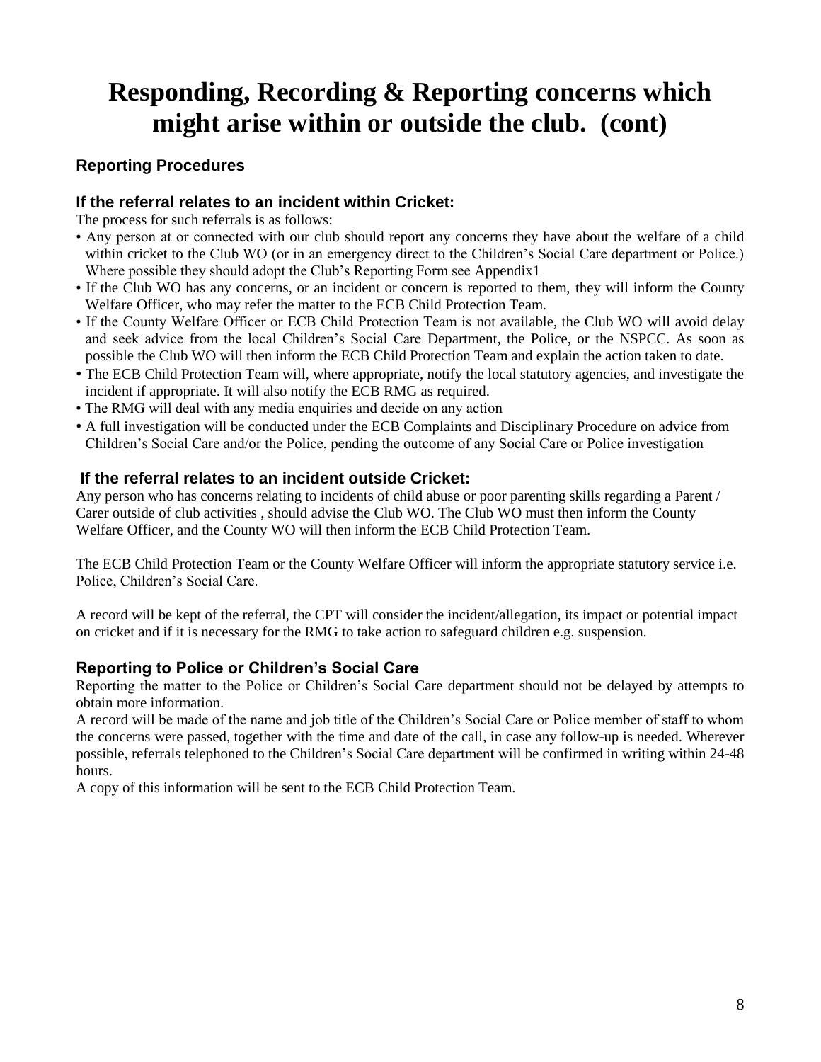# Responding, Recording & Reporting concerns which might arise within or outside the club. (cont)

### Reporting Procedures

### If the referral relates to an incident within Cricket:

The process for such referrals is as follows:

- Any person at or connected with our club should report any concerns they have about the welfare of a child within cricket to the Club WO (or in an emergency direct to the Children's Social Care department or Police.) Where possible they should adopt the Club's Reporting Form see Appendix1
- If the Club WO has any concerns, or an incident or concern is reported to them, they will inform the County Welfare Officer, who may refer the matter to the ECB Child Protection Team.
- If the County Welfare Officer or ECB Child Protection Team is not available, the Club WO will avoid delay and seek advice from the local Children's Social Care Department, the Police, or the NSPCC. As soon as possible the Club WO will then inform the ECB Child Protection Team and explain the action taken to date.
- The ECB Child Protection Team will, where appropriate, notify the local statutory agencies, and investigate the incident if appropriate. It will also notify the ECB RMG as required.
- The RMG will deal with any media enquiries and decide on any action
- A full investigation will be conducted under the ECB Complaints and Disciplinary Procedure on advice from Children's Social Care and/or the Police, pending the outcome of any Social Care or Police investigation

### If the referral relates to an incident outside Cricket:

Any person who has concerns relating to incidents of child abuse or poor parenting skills regarding a Parent / Carer outside of club activities , should advise the Club WO. The Club WO must then inform the County Welfare Officer, and the County WO will then inform the ECB Child Protection Team.

The ECB Child Protection Team or the County Welfare Officer will inform the appropriate statutory service i.e. Police, Children's Social Care.

A record will be kept of the referral, the CPT will consider the incident/allegation, its impact or potential impact on cricket and if it is necessary for the RMG to take action to safeguard children e.g. suspension.

### Reporting to Police or Children's Social Care

Reporting the matter to the Police or Children's Social Care department should not be delayed by attempts to obtain more information.

A record will be made of the name and job title of the Children's Social Care or Police member of staff to whom the concerns were passed, together with the time and date of the call, in case any follow-up is needed. Wherever possible, referrals telephoned to the Children's Social Care department will be confirmed in writing within 24-48 hours.

A copy of this information will be sent to the ECB Child Protection Team.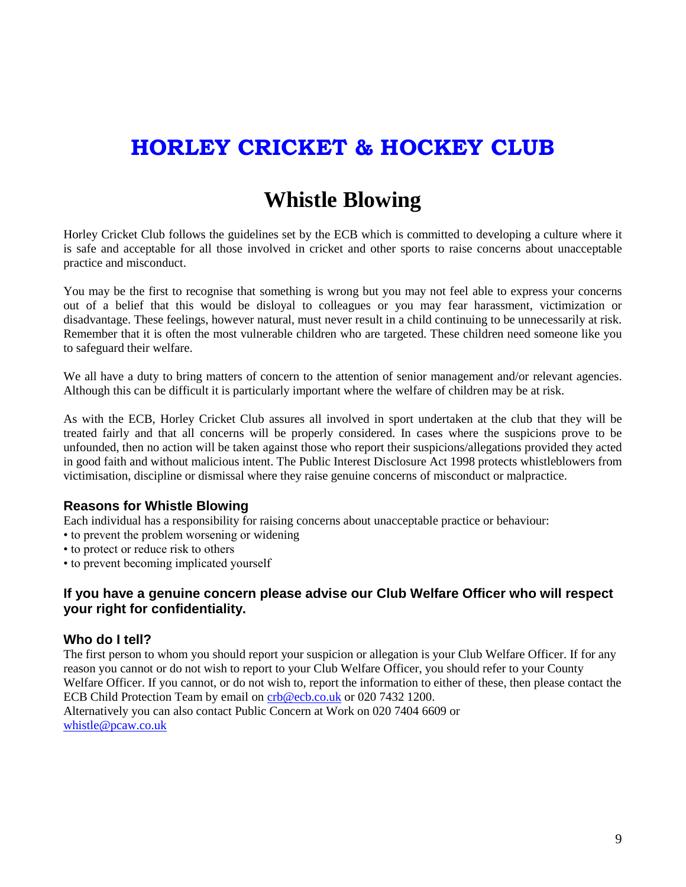# HORLEY CRICKET & HOCKEY CLUB

## Whistle Blowing

Horley Cricket Club follows the guidelines set by the ECB which is committed to developing a culture where it is safe and acceptable for all those involved in cricket and other sports to raise concerns about unacceptable practice and misconduct.

You may be the first to recognise that something is wrong but you may not feel able to express your concerns out of a belief that this would be disloyal to colleagues or you may fear harassment, victimization or disadvantage. These feelings, however natural, must never result in a child continuing to be unnecessarily at risk. Remember that it is often the most vulnerable children who are targeted. These children need someone like you to safeguard their welfare.

We all have a duty to bring matters of concern to the attention of senior management and/or relevant agencies. Although this can be difficult it is particularly important where the welfare of children may be at risk.

As with the ECB, Horley Cricket Club assures all involved in sport undertaken at the club that they will be treated fairly and that all concerns will be properly considered. In cases where the suspicions prove to be unfounded, then no action will be taken against those who report their suspicions/allegations provided they acted in good faith and without malicious intent. The Public Interest Disclosure Act 1998 protects whistleblowers from victimisation, discipline or dismissal where they raise genuine concerns of misconduct or malpractice.

### Reasons for Whistle Blowing

Each individual has a responsibility for raising concerns about unacceptable practice or behaviour:

- to prevent the problem worsening or widening
- to protect or reduce risk to others
- to prevent becoming implicated yourself

### If you have a genuine concern please advise our Club Welfare Officer who will respect your right for confidentiality.

### Who do I tell?

The first person to whom you should report your suspicion or allegation is your Club Welfare Officer. If for any reason you cannot or do not wish to report to your Club Welfare Officer, you should refer to your County Welfare Officer. If you cannot, or do not wish to, report the information to either of these, then please contact the ECB Child Protection Team by email on crb@ecb.co.uk or 020 7432 1200.

Alternatively you can also contact Public Concern at Work on 020 7404 6609 or whistle@pcaw.co.uk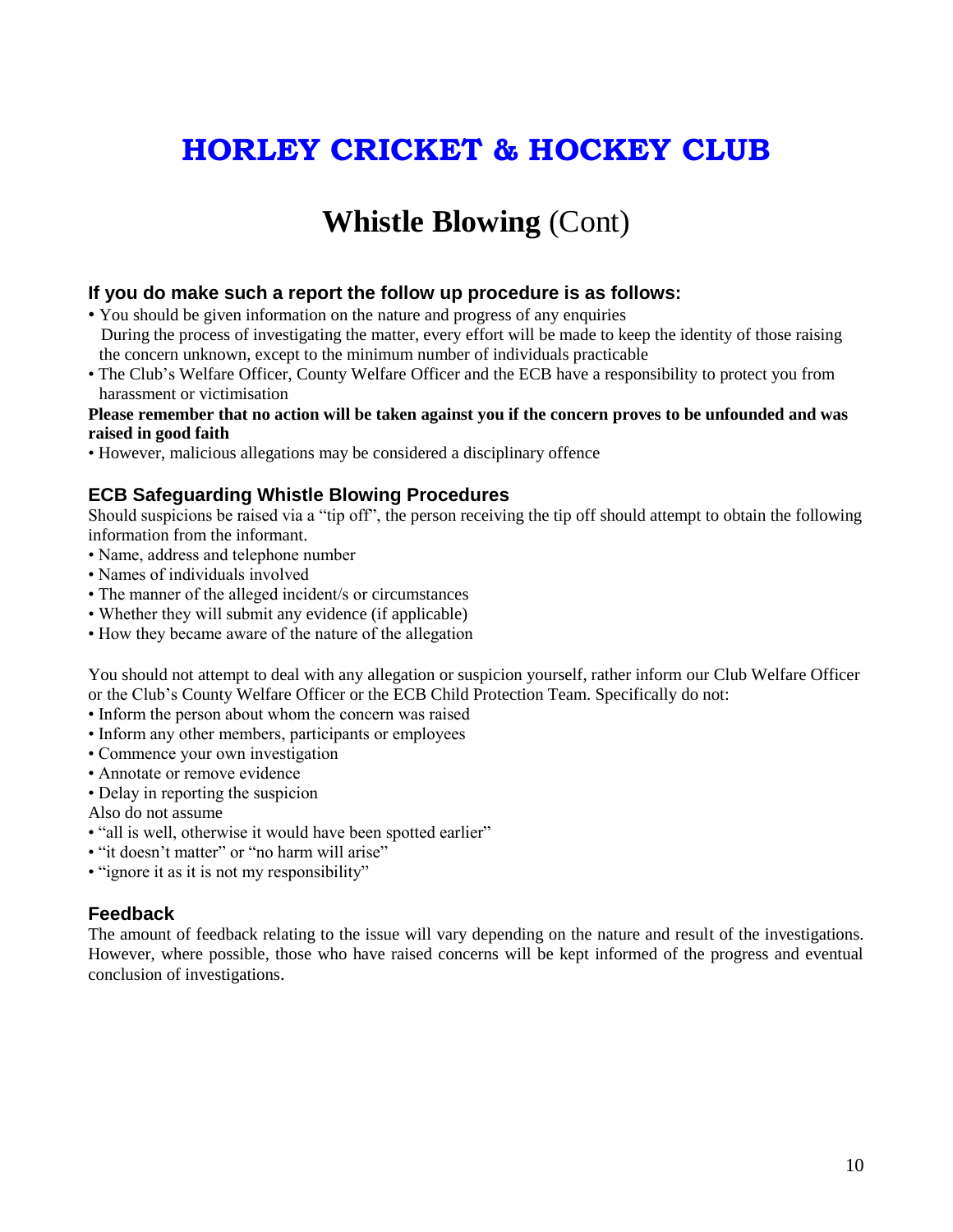# HORLEY CRICKET & HOCKEY CLUB

## **Whistle Blowing** (Cont)

### If you do make such a report the follow up procedure is as follows:

- You should be given information on the nature and progress of any enquiries
  During the process of investigating the matter, every effort will be made to keep the identity of those raising the concern unknown, except to the minimum number of individuals practicable
- The Club's Welfare Officer, County Welfare Officer and the ECB have a responsibility to protect you from harassment or victimisation

**Please remember that no action will be taken against you if the concern proves to be unfounded and was raised in good faith**

- However, malicious allegations may be considered a disciplinary offence

### ECB Safeguarding Whistle Blowing Procedures

Should suspicions be raised via a "tip off", the person receiving the tip off should attempt to obtain the following information from the informant.

- Name, address and telephone number
- Names of individuals involved
- The manner of the alleged incident/s or circumstances
- Whether they will submit any evidence (if applicable)
- How they became aware of the nature of the allegation

You should not attempt to deal with any allegation or suspicion yourself, rather inform our Club Welfare Officer or the Club's County Welfare Officer or the ECB Child Protection Team. Specifically do not:

- Inform the person about whom the concern was raised
- Inform any other members, participants or employees
- Commence your own investigation
- Annotate or remove evidence
- Delay in reporting the suspicion

Also do not assume

- "all is well, otherwise it would have been spotted earlier"
- "it doesn't matter" or "no harm will arise"
- "ignore it as it is not my responsibility"

### Feedback

The amount of feedback relating to the issue will vary depending on the nature and result of the investigations. However, where possible, those who have raised concerns will be kept informed of the progress and eventual conclusion of investigations.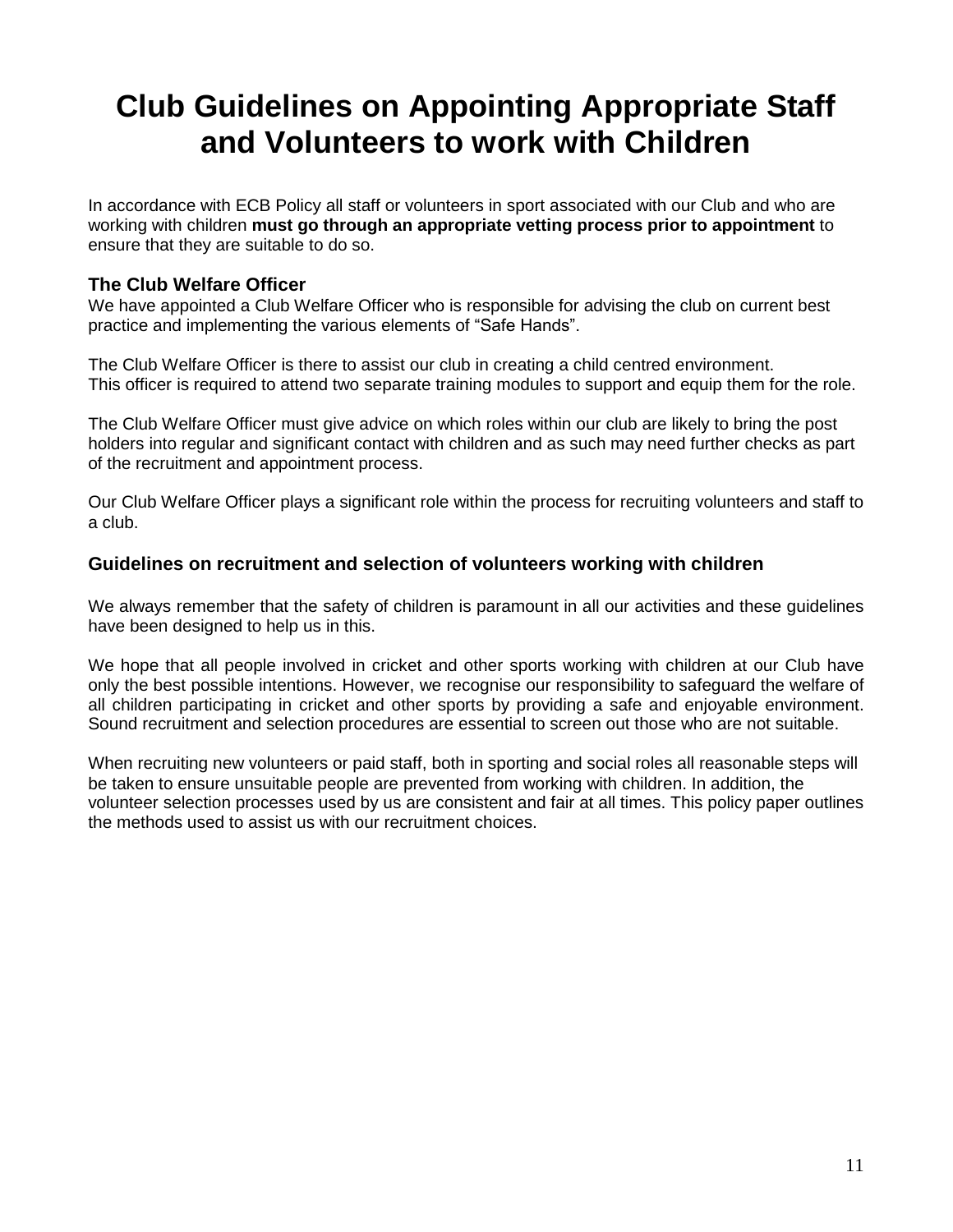# Club Guidelines on Appointing Appropriate Staff and Volunteers to work with Children

In accordance with ECB Policy all staff or volunteers in sport associated with our Club and who are working with children **must go through an appropriate vetting process prior to appointment** to ensure that they are suitable to do so.

### The Club Welfare Officer

We have appointed a Club Welfare Officer who is responsible for advising the club on current best practice and implementing the various elements of "Safe Hands".

The Club Welfare Officer is there to assist our club in creating a child centred environment. This officer is required to attend two separate training modules to support and equip them for the role.

The Club Welfare Officer must give advice on which roles within our club are likely to bring the post holders into regular and significant contact with children and as such may need further checks as part of the recruitment and appointment process.

Our Club Welfare Officer plays a significant role within the process for recruiting volunteers and staff to a club.

### Guidelines on recruitment and selection of volunteers working with children

We always remember that the safety of children is paramount in all our activities and these guidelines have been designed to help us in this.

We hope that all people involved in cricket and other sports working with children at our Club have only the best possible intentions. However, we recognise our responsibility to safeguard the welfare of all children participating in cricket and other sports by providing a safe and enjoyable environment. Sound recruitment and selection procedures are essential to screen out those who are not suitable.

When recruiting new volunteers or paid staff, both in sporting and social roles all reasonable steps will be taken to ensure unsuitable people are prevented from working with children. In addition, the volunteer selection processes used by us are consistent and fair at all times. This policy paper outlines the methods used to assist us with our recruitment choices.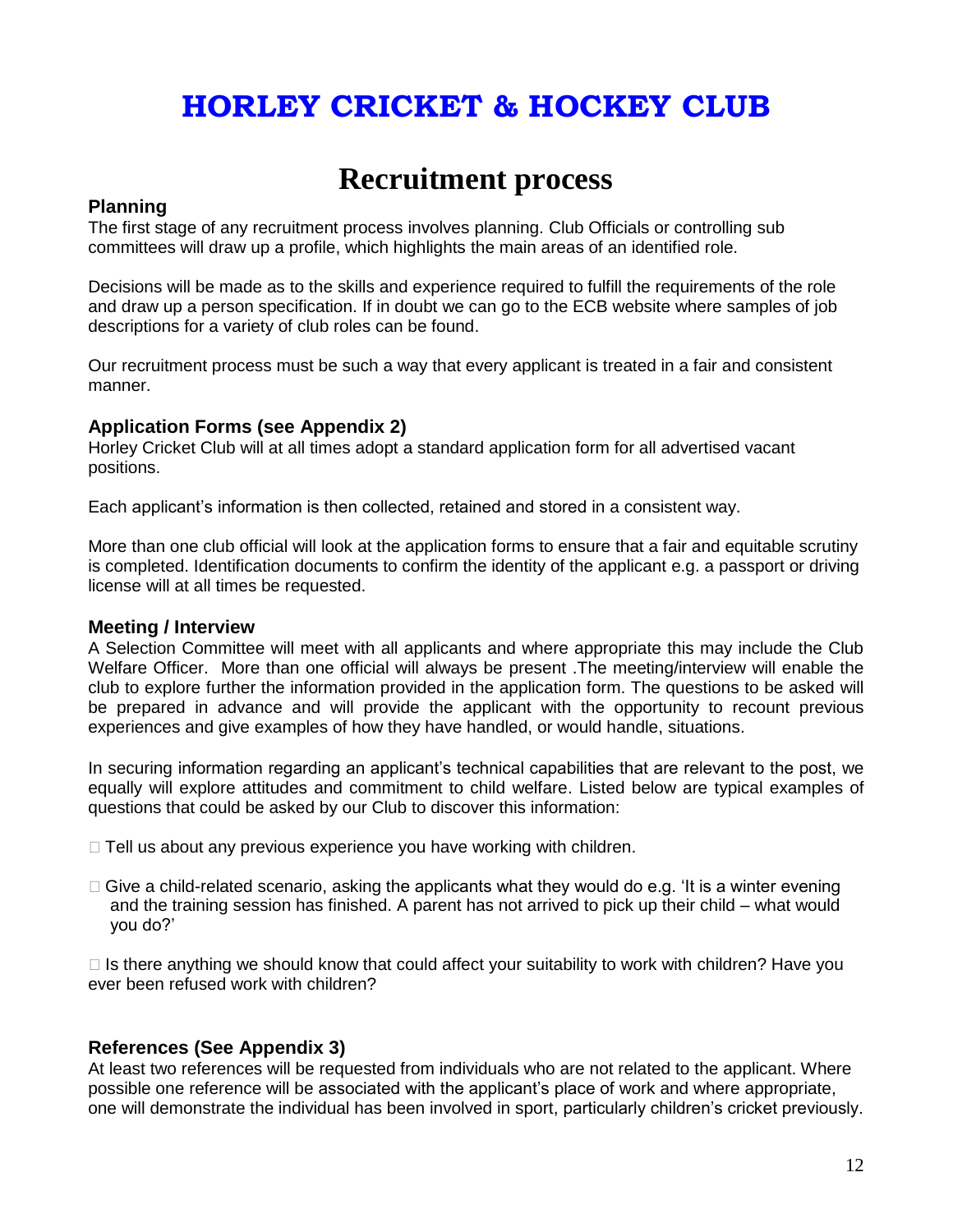# HORLEY CRICKET & HOCKEY CLUB

## Recruitment process

### Planning

The first stage of any recruitment process involves planning. Club Officials or controlling sub committees will draw up a profile, which highlights the main areas of an identified role.

Decisions will be made as to the skills and experience required to fulfill the requirements of the role and draw up a person specification. If in doubt we can go to the ECB website where samples of job descriptions for a variety of club roles can be found.

Our recruitment process must be such a way that every applicant is treated in a fair and consistent manner.

### Application Forms (see Appendix 2)

Horley Cricket Club will at all times adopt a standard application form for all advertised vacant positions.

Each applicant's information is then collected, retained and stored in a consistent way.

More than one club official will look at the application forms to ensure that a fair and equitable scrutiny is completed. Identification documents to confirm the identity of the applicant e.g. a passport or driving license will at all times be requested.

### Meeting / Interview

A Selection Committee will meet with all applicants and where appropriate this may include the Club Welfare Officer. More than one official will always be present .The meeting/interview will enable the club to explore further the information provided in the application form. The questions to be asked will be prepared in advance and will provide the applicant with the opportunity to recount previous experiences and give examples of how they have handled, or would handle, situations.

In securing information regarding an applicant's technical capabilities that are relevant to the post, we equally will explore attitudes and commitment to child welfare. Listed below are typical examples of questions that could be asked by our Club to discover this information:

- Tell us about any previous experience you have working with children.
- Give a child-related scenario, asking the applicants what they would do e.g. 'It is a winter evening and the training session has finished. A parent has not arrived to pick up their child – what would you do?'
- Is there anything we should know that could affect your suitability to work with children? Have you ever been refused work with children?

### References (See Appendix 3)

At least two references will be requested from individuals who are not related to the applicant. Where possible one reference will be associated with the applicant's place of work and where appropriate, one will demonstrate the individual has been involved in sport, particularly children's cricket previously.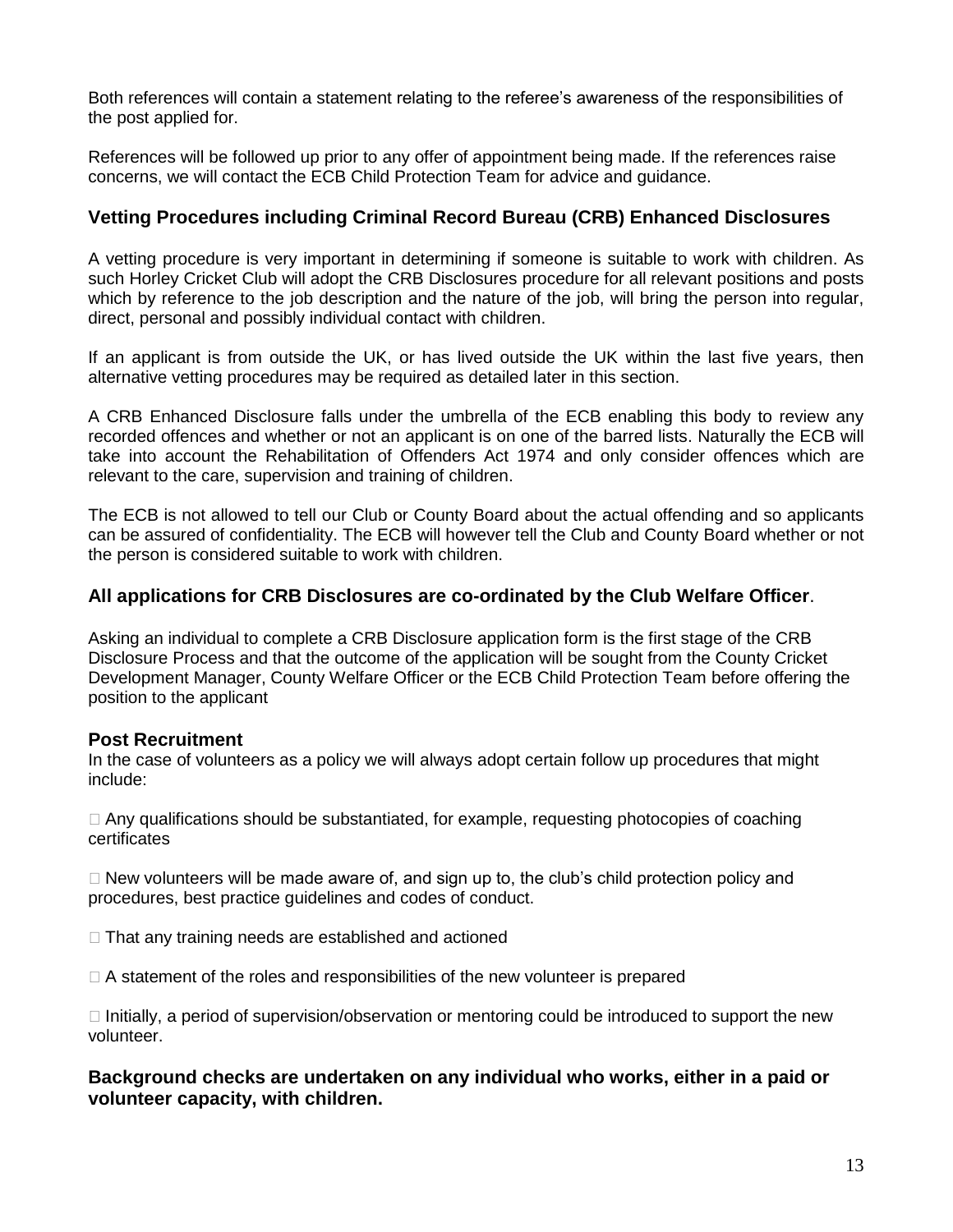Both references will contain a statement relating to the referee's awareness of the responsibilities of the post applied for.

References will be followed up prior to any offer of appointment being made. If the references raise concerns, we will contact the ECB Child Protection Team for advice and guidance.

### Vetting Procedures including Criminal Record Bureau (CRB) Enhanced Disclosures

A vetting procedure is very important in determining if someone is suitable to work with children. As such Horley Cricket Club will adopt the CRB Disclosures procedure for all relevant positions and posts which by reference to the job description and the nature of the job, will bring the person into regular, direct, personal and possibly individual contact with children.

If an applicant is from outside the UK, or has lived outside the UK within the last five years, then alternative vetting procedures may be required as detailed later in this section.

A CRB Enhanced Disclosure falls under the umbrella of the ECB enabling this body to review any recorded offences and whether or not an applicant is on one of the barred lists. Naturally the ECB will take into account the Rehabilitation of Offenders Act 1974 and only consider offences which are relevant to the care, supervision and training of children.

The ECB is not allowed to tell our Club or County Board about the actual offending and so applicants can be assured of confidentiality. The ECB will however tell the Club and County Board whether or not the person is considered suitable to work with children.

### All applications for CRB Disclosures are co-ordinated by the Club Welfare Officer.

Asking an individual to complete a CRB Disclosure application form is the first stage of the CRB Disclosure Process and that the outcome of the application will be sought from the County Cricket Development Manager, County Welfare Officer or the ECB Child Protection Team before offering the position to the applicant

### Post Recruitment

In the case of volunteers as a policy we will always adopt certain follow up procedures that might include:

- Any qualifications should be substantiated, for example, requesting photocopies of coaching certificates
- New volunteers will be made aware of, and sign up to, the club's child protection policy and procedures, best practice guidelines and codes of conduct.
- That any training needs are established and actioned
- A statement of the roles and responsibilities of the new volunteer is prepared
- Initially, a period of supervision/observation or mentoring could be introduced to support the new volunteer.

### Background checks are undertaken on any individual who works, either in a paid or volunteer capacity, with children.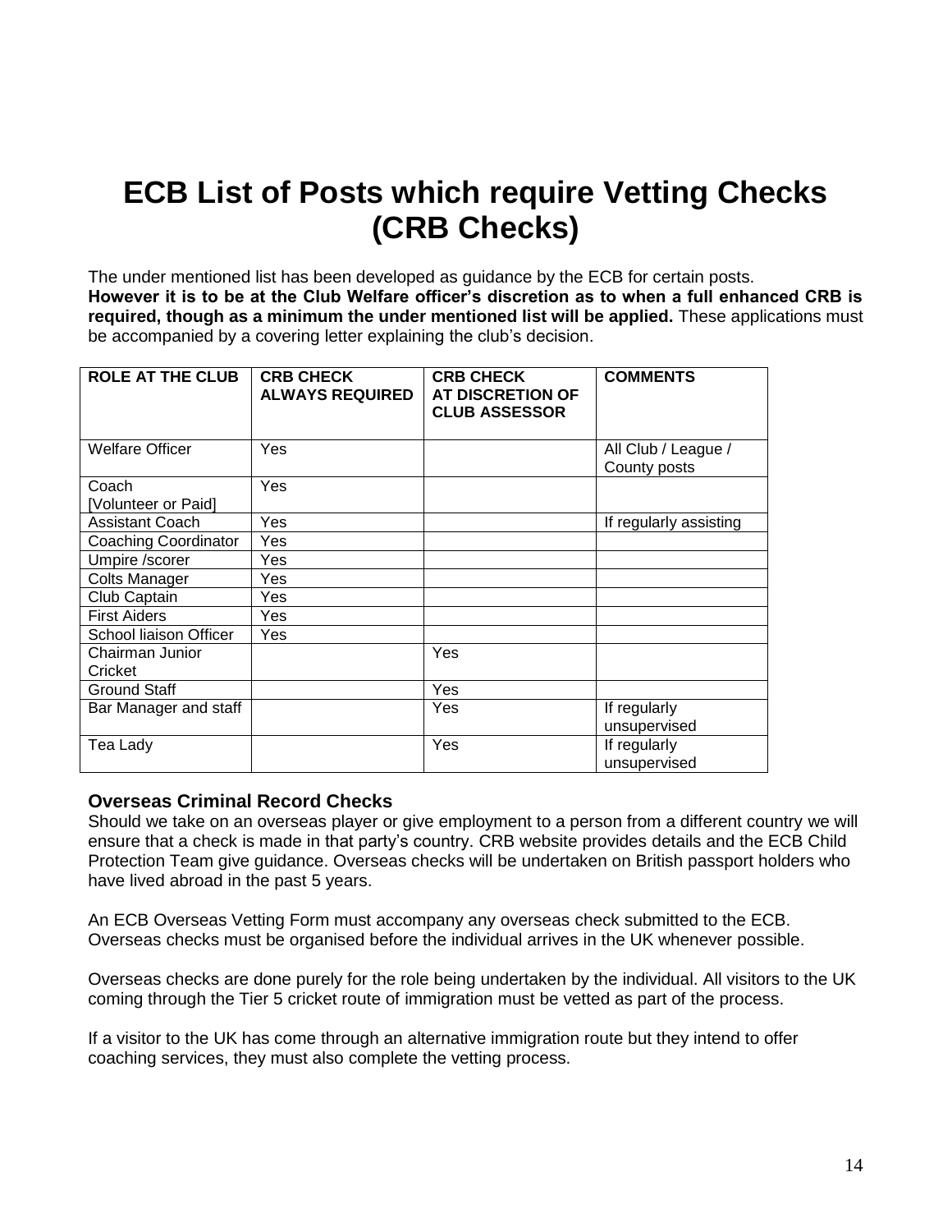# ECB List of Posts which require Vetting Checks (CRB Checks)

The under mentioned list has been developed as guidance by the ECB for certain posts. **However it is to be at the Club Welfare officer's discretion as to when a full enhanced CRB is required, though as a minimum the under mentioned list will be applied.** These applications must be accompanied by a covering letter explaining the club's decision.

| ROLE AT THE CLUB | CRB CHECK ALWAYS REQUIRED | CRB CHECK AT DISCRETION OF CLUB ASSESSOR | COMMENTS |
|---|---|---|---|
| Welfare Officer | Yes | | All Club / League / County posts |
| Coach [Volunteer or Paid] | Yes | | |
| Assistant Coach | Yes | | If regularly assisting |
| Coaching Coordinator | Yes | | |
| Umpire /scorer | Yes | | |
| Colts Manager | Yes | | |
| Club Captain | Yes | | |
| First Aiders | Yes | | |
| School liaison Officer | Yes | | |
| Chairman Junior Cricket | | Yes | |
| Ground Staff | | Yes | |
| Bar Manager and staff | | Yes | If regularly unsupervised |
| Tea Lady | | Yes | If regularly unsupervised |

### Overseas Criminal Record Checks

Should we take on an overseas player or give employment to a person from a different country we will ensure that a check is made in that party's country. CRB website provides details and the ECB Child Protection Team give guidance. Overseas checks will be undertaken on British passport holders who have lived abroad in the past 5 years.

An ECB Overseas Vetting Form must accompany any overseas check submitted to the ECB. Overseas checks must be organised before the individual arrives in the UK whenever possible.

Overseas checks are done purely for the role being undertaken by the individual. All visitors to the UK coming through the Tier 5 cricket route of immigration must be vetted as part of the process.

If a visitor to the UK has come through an alternative immigration route but they intend to offer coaching services, they must also complete the vetting process.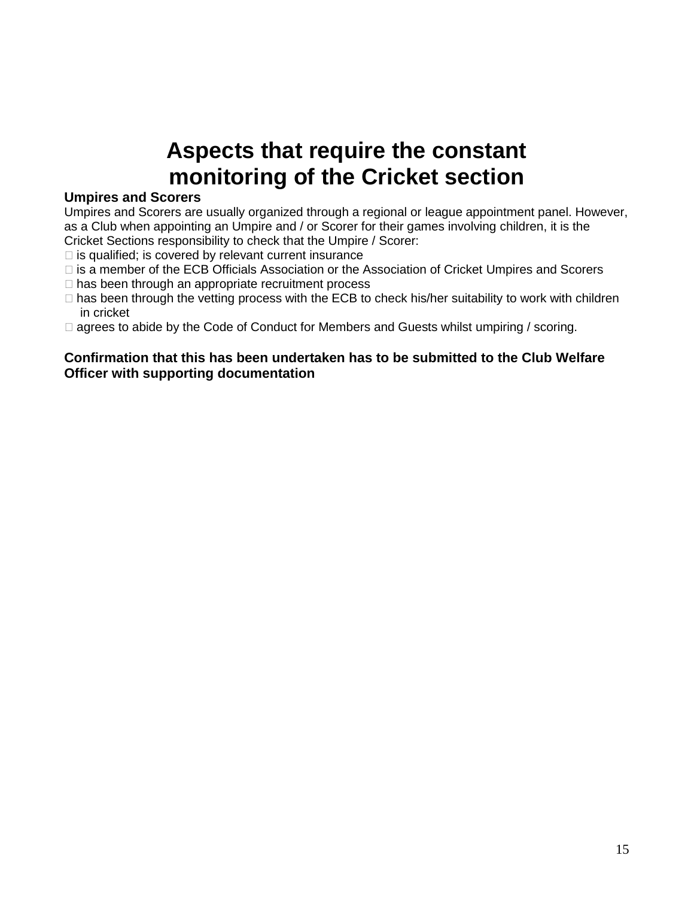# Aspects that require the constant monitoring of the Cricket section

### Umpires and Scorers

Umpires and Scorers are usually organized through a regional or league appointment panel. However, as a Club when appointing an Umpire and / or Scorer for their games involving children, it is the Cricket Sections responsibility to check that the Umpire / Scorer:

- is qualified; is covered by relevant current insurance
- is a member of the ECB Officials Association or the Association of Cricket Umpires and Scorers
- has been through an appropriate recruitment process
- has been through the vetting process with the ECB to check his/her suitability to work with children in cricket
- agrees to abide by the Code of Conduct for Members and Guests whilst umpiring / scoring.

**Confirmation that this has been undertaken has to be submitted to the Club Welfare Officer with supporting documentation**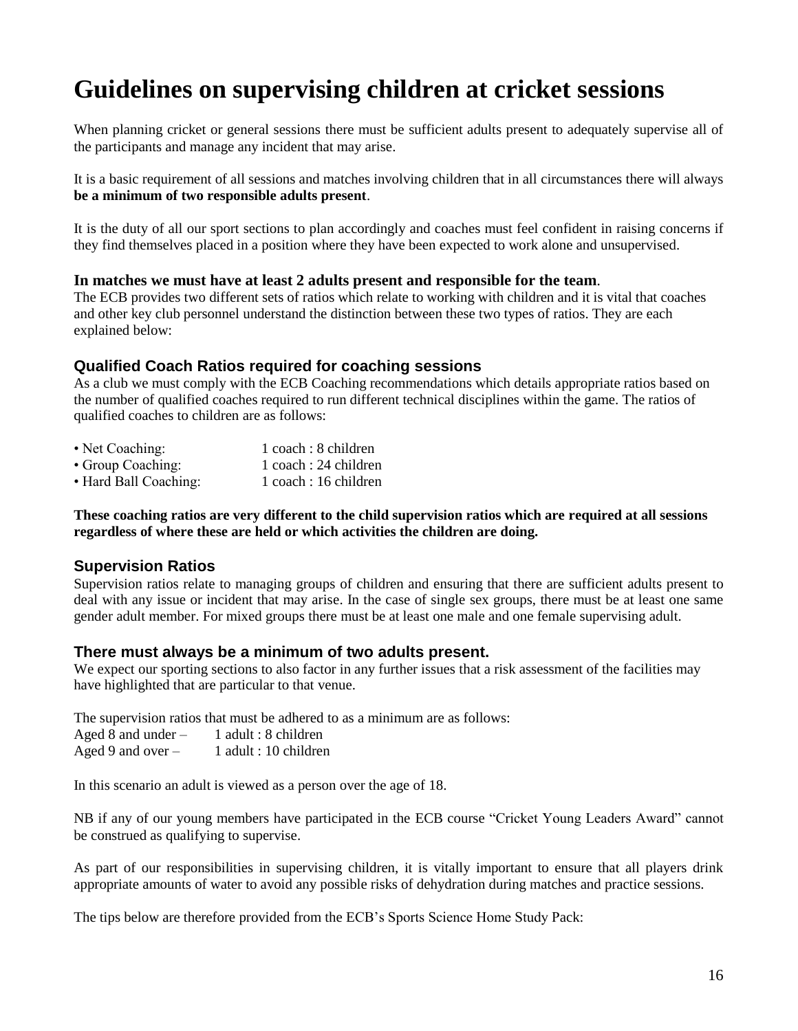# Guidelines on supervising children at cricket sessions

When planning cricket or general sessions there must be sufficient adults present to adequately supervise all of the participants and manage any incident that may arise.

It is a basic requirement of all sessions and matches involving children that in all circumstances there will always **be a minimum of two responsible adults present**.

It is the duty of all our sport sections to plan accordingly and coaches must feel confident in raising concerns if they find themselves placed in a position where they have been expected to work alone and unsupervised.

**In matches we must have at least 2 adults present and responsible for the team**.

The ECB provides two different sets of ratios which relate to working with children and it is vital that coaches and other key club personnel understand the distinction between these two types of ratios. They are each explained below:

### Qualified Coach Ratios required for coaching sessions

As a club we must comply with the ECB Coaching recommendations which details appropriate ratios based on the number of qualified coaches required to run different technical disciplines within the game. The ratios of qualified coaches to children are as follows:

- Net Coaching: 1 coach : 8 children
- Group Coaching: 1 coach : 24 children
- Hard Ball Coaching: 1 coach : 16 children

**These coaching ratios are very different to the child supervision ratios which are required at all sessions regardless of where these are held or which activities the children are doing.**

### Supervision Ratios

Supervision ratios relate to managing groups of children and ensuring that there are sufficient adults present to deal with any issue or incident that may arise. In the case of single sex groups, there must be at least one same gender adult member. For mixed groups there must be at least one male and one female supervising adult.

### There must always be a minimum of two adults present.

We expect our sporting sections to also factor in any further issues that a risk assessment of the facilities may have highlighted that are particular to that venue.

The supervision ratios that must be adhered to as a minimum are as follows:

Aged 8 and under – 1 adult : 8 children
Aged 9 and over – 1 adult : 10 children

In this scenario an adult is viewed as a person over the age of 18.

NB if any of our young members have participated in the ECB course "Cricket Young Leaders Award" cannot be construed as qualifying to supervise.

As part of our responsibilities in supervising children, it is vitally important to ensure that all players drink appropriate amounts of water to avoid any possible risks of dehydration during matches and practice sessions.

The tips below are therefore provided from the ECB's Sports Science Home Study Pack: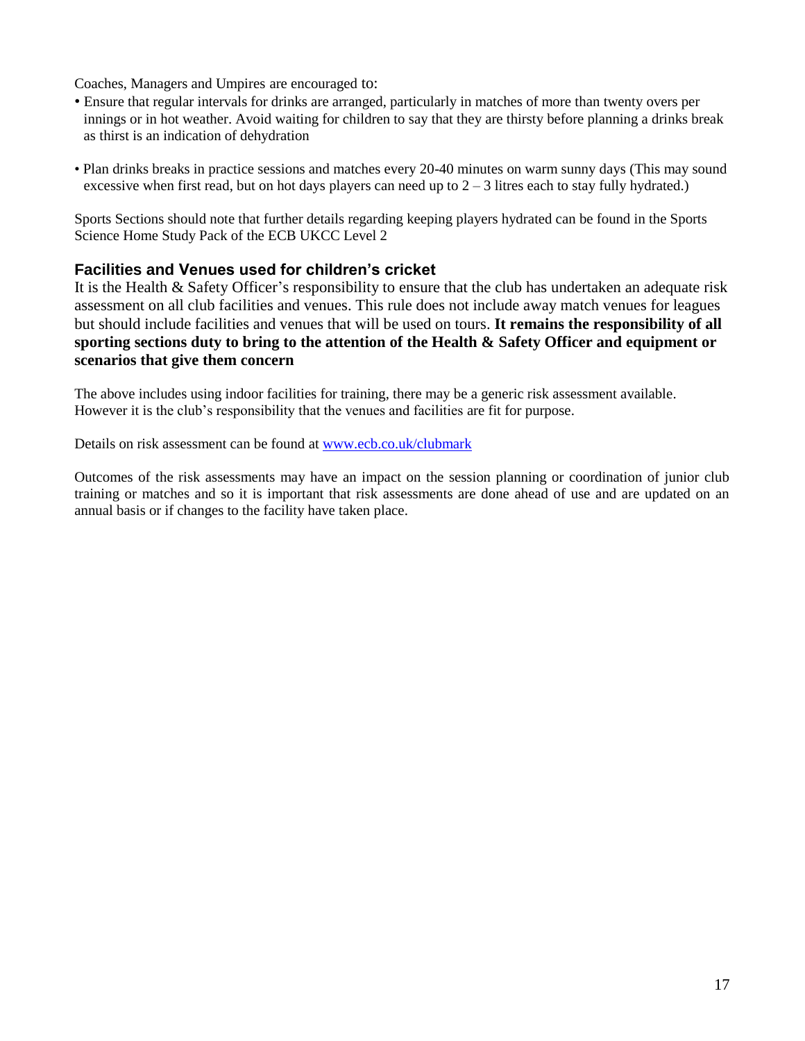Coaches, Managers and Umpires are encouraged to:

- Ensure that regular intervals for drinks are arranged, particularly in matches of more than twenty overs per innings or in hot weather. Avoid waiting for children to say that they are thirsty before planning a drinks break as thirst is an indication of dehydration
- Plan drinks breaks in practice sessions and matches every 20-40 minutes on warm sunny days (This may sound excessive when first read, but on hot days players can need up to 2 – 3 litres each to stay fully hydrated.)

Sports Sections should note that further details regarding keeping players hydrated can be found in the Sports Science Home Study Pack of the ECB UKCC Level 2

### Facilities and Venues used for children's cricket

It is the Health & Safety Officer's responsibility to ensure that the club has undertaken an adequate risk assessment on all club facilities and venues. This rule does not include away match venues for leagues but should include facilities and venues that will be used on tours. **It remains the responsibility of all sporting sections duty to bring to the attention of the Health & Safety Officer and equipment or scenarios that give them concern**

The above includes using indoor facilities for training, there may be a generic risk assessment available. However it is the club's responsibility that the venues and facilities are fit for purpose.

Details on risk assessment can be found at [www.ecb.co.uk/clubmark](www.ecb.co.uk/clubmark)

Outcomes of the risk assessments may have an impact on the session planning or coordination of junior club training or matches and so it is important that risk assessments are done ahead of use and are updated on an annual basis or if changes to the facility have taken place.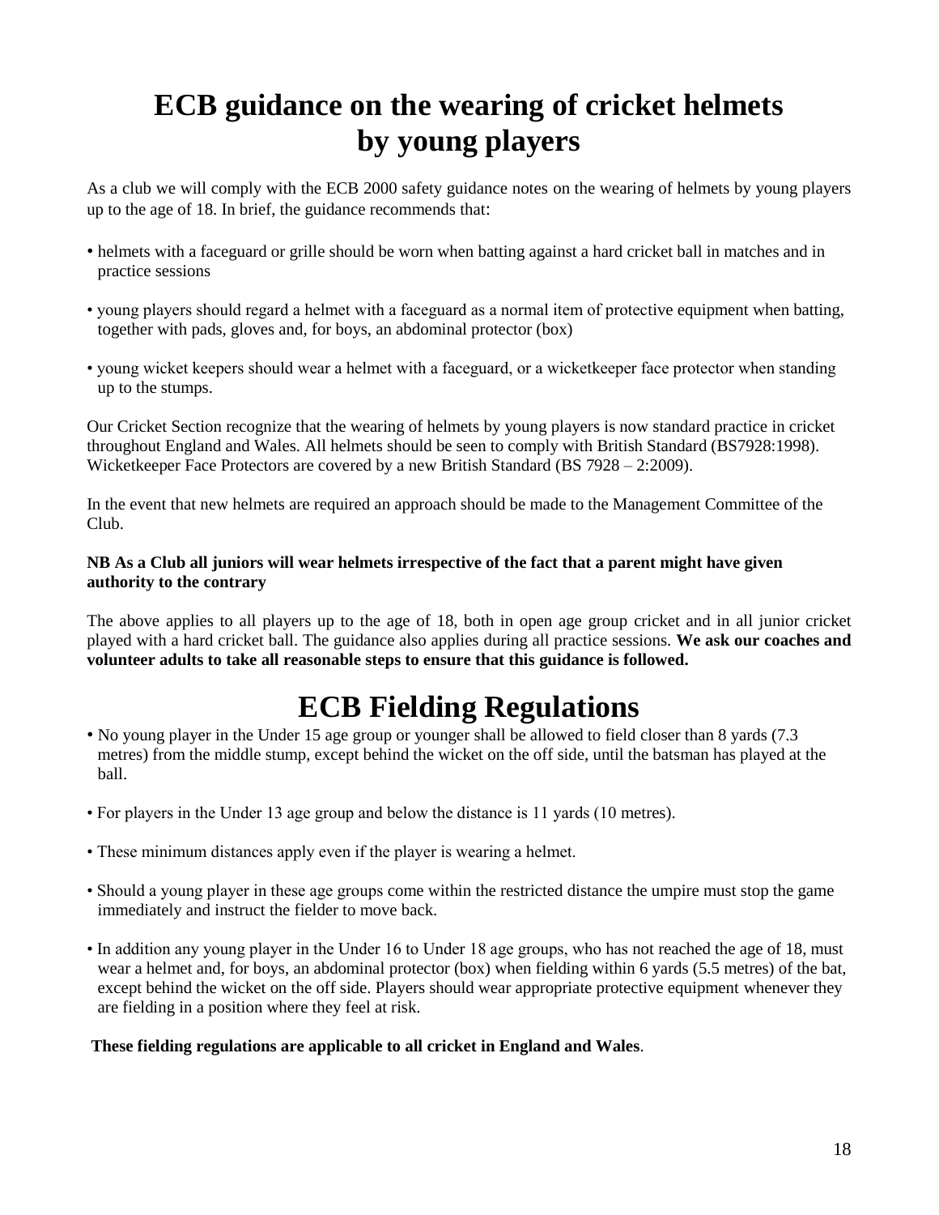# ECB guidance on the wearing of cricket helmets by young players

As a club we will comply with the ECB 2000 safety guidance notes on the wearing of helmets by young players up to the age of 18. In brief, the guidance recommends that:

- helmets with a faceguard or grille should be worn when batting against a hard cricket ball in matches and in practice sessions
- young players should regard a helmet with a faceguard as a normal item of protective equipment when batting, together with pads, gloves and, for boys, an abdominal protector (box)
- young wicket keepers should wear a helmet with a faceguard, or a wicketkeeper face protector when standing up to the stumps.

Our Cricket Section recognize that the wearing of helmets by young players is now standard practice in cricket throughout England and Wales. All helmets should be seen to comply with British Standard (BS7928:1998). Wicketkeeper Face Protectors are covered by a new British Standard (BS 7928 – 2:2009).

In the event that new helmets are required an approach should be made to the Management Committee of the Club.

**NB As a Club all juniors will wear helmets irrespective of the fact that a parent might have given authority to the contrary**

The above applies to all players up to the age of 18, both in open age group cricket and in all junior cricket played with a hard cricket ball. The guidance also applies during all practice sessions. **We ask our coaches and volunteer adults to take all reasonable steps to ensure that this guidance is followed.**

# ECB Fielding Regulations

- No young player in the Under 15 age group or younger shall be allowed to field closer than 8 yards (7.3 metres) from the middle stump, except behind the wicket on the off side, until the batsman has played at the ball.
- For players in the Under 13 age group and below the distance is 11 yards (10 metres).
- These minimum distances apply even if the player is wearing a helmet.
- Should a young player in these age groups come within the restricted distance the umpire must stop the game immediately and instruct the fielder to move back.
- In addition any young player in the Under 16 to Under 18 age groups, who has not reached the age of 18, must wear a helmet and, for boys, an abdominal protector (box) when fielding within 6 yards (5.5 metres) of the bat, except behind the wicket on the off side. Players should wear appropriate protective equipment whenever they are fielding in a position where they feel at risk.

**These fielding regulations are applicable to all cricket in England and Wales**.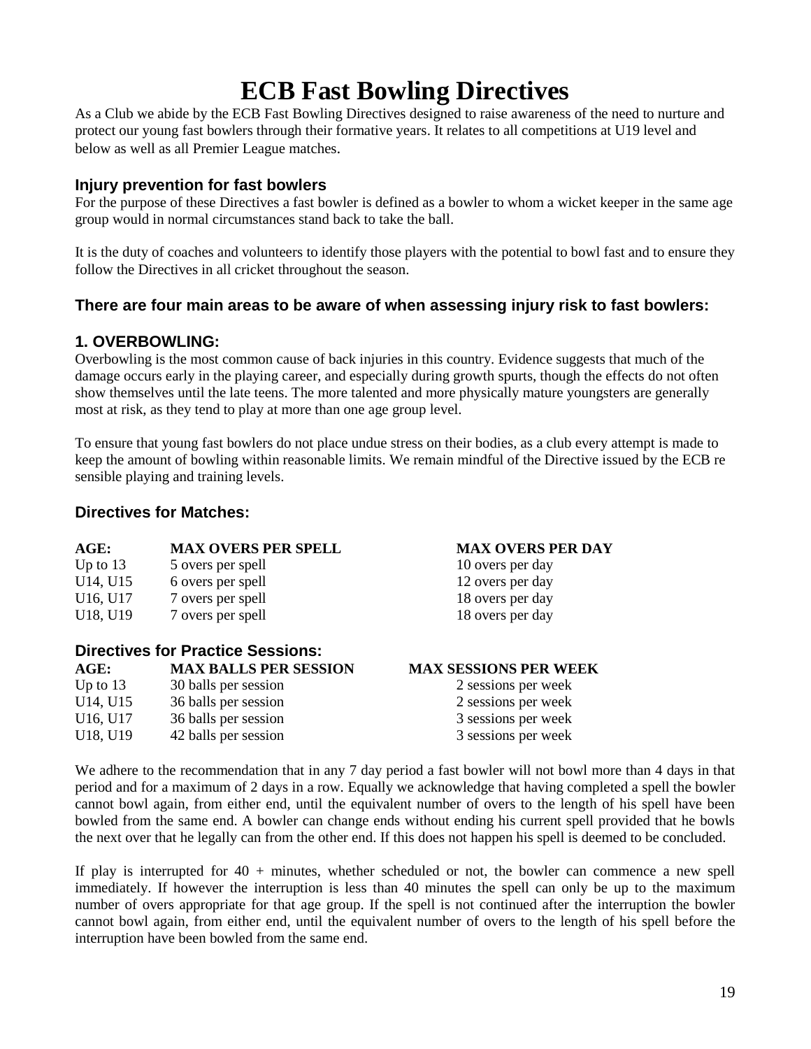# ECB Fast Bowling Directives

As a Club we abide by the ECB Fast Bowling Directives designed to raise awareness of the need to nurture and protect our young fast bowlers through their formative years. It relates to all competitions at U19 level and below as well as all Premier League matches.

### Injury prevention for fast bowlers

For the purpose of these Directives a fast bowler is defined as a bowler to whom a wicket keeper in the same age group would in normal circumstances stand back to take the ball.

It is the duty of coaches and volunteers to identify those players with the potential to bowl fast and to ensure they follow the Directives in all cricket throughout the season.

### There are four main areas to be aware of when assessing injury risk to fast bowlers:

### 1. OVERBOWLING:

Overbowling is the most common cause of back injuries in this country. Evidence suggests that much of the damage occurs early in the playing career, and especially during growth spurts, though the effects do not often show themselves until the late teens. The more talented and more physically mature youngsters are generally most at risk, as they tend to play at more than one age group level.

To ensure that young fast bowlers do not place undue stress on their bodies, as a club every attempt is made to keep the amount of bowling within reasonable limits. We remain mindful of the Directive issued by the ECB re sensible playing and training levels.

### Directives for Matches:

| AGE: | MAX OVERS PER SPELL | MAX OVERS PER DAY |
|---|---|---|
| Up to 13 | 5 overs per spell | 10 overs per day |
| U14, U15 | 6 overs per spell | 12 overs per day |
| U16, U17 | 7 overs per spell | 18 overs per day |
| U18, U19 | 7 overs per spell | 18 overs per day |

### Directives for Practice Sessions:

| AGE: | MAX BALLS PER SESSION | MAX SESSIONS PER WEEK |
|---|---|---|
| Up to 13 | 30 balls per session | 2 sessions per week |
| U14, U15 | 36 balls per session | 2 sessions per week |
| U16, U17 | 36 balls per session | 3 sessions per week |
| U18, U19 | 42 balls per session | 3 sessions per week |

We adhere to the recommendation that in any 7 day period a fast bowler will not bowl more than 4 days in that period and for a maximum of 2 days in a row. Equally we acknowledge that having completed a spell the bowler cannot bowl again, from either end, until the equivalent number of overs to the length of his spell have been bowled from the same end. A bowler can change ends without ending his current spell provided that he bowls the next over that he legally can from the other end. If this does not happen his spell is deemed to be concluded.

If play is interrupted for 40 + minutes, whether scheduled or not, the bowler can commence a new spell immediately. If however the interruption is less than 40 minutes the spell can only be up to the maximum number of overs appropriate for that age group. If the spell is not continued after the interruption the bowler cannot bowl again, from either end, until the equivalent number of overs to the length of his spell before the interruption have been bowled from the same end.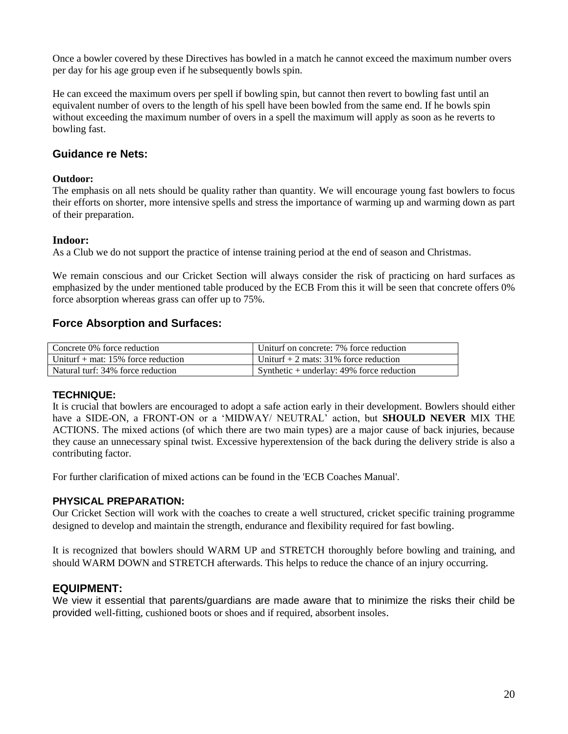Once a bowler covered by these Directives has bowled in a match he cannot exceed the maximum number overs per day for his age group even if he subsequently bowls spin.

He can exceed the maximum overs per spell if bowling spin, but cannot then revert to bowling fast until an equivalent number of overs to the length of his spell have been bowled from the same end. If he bowls spin without exceeding the maximum number of overs in a spell the maximum will apply as soon as he reverts to bowling fast.

## Guidance re Nets:

**Outdoor:**
The emphasis on all nets should be quality rather than quantity. We will encourage young fast bowlers to focus their efforts on shorter, more intensive spells and stress the importance of warming up and warming down as part of their preparation.

**Indoor:**
As a Club we do not support the practice of intense training period at the end of season and Christmas.

We remain conscious and our Cricket Section will always consider the risk of practicing on hard surfaces as emphasized by the under mentioned table produced by the ECB From this it will be seen that concrete offers 0% force absorption whereas grass can offer up to 75%.

## Force Absorption and Surfaces:

| | |
|---|---|
| Concrete 0% force reduction | Uniturf on concrete: 7% force reduction |
| Uniturf + mat: 15% force reduction | Uniturf + 2 mats: 31% force reduction |
| Natural turf: 34% force reduction | Synthetic + underlay: 49% force reduction |

### TECHNIQUE:

It is crucial that bowlers are encouraged to adopt a safe action early in their development. Bowlers should either have a SIDE-ON, a FRONT-ON or a 'MIDWAY/ NEUTRAL' action, but **SHOULD NEVER** MIX THE ACTIONS. The mixed actions (of which there are two main types) are a major cause of back injuries, because they cause an unnecessary spinal twist. Excessive hyperextension of the back during the delivery stride is also a contributing factor.

For further clarification of mixed actions can be found in the 'ECB Coaches Manual'.

### PHYSICAL PREPARATION:

Our Cricket Section will work with the coaches to create a well structured, cricket specific training programme designed to develop and maintain the strength, endurance and flexibility required for fast bowling.

It is recognized that bowlers should WARM UP and STRETCH thoroughly before bowling and training, and should WARM DOWN and STRETCH afterwards. This helps to reduce the chance of an injury occurring.

## EQUIPMENT:

We view it essential that parents/guardians are made aware that to minimize the risks their child be provided well-fitting, cushioned boots or shoes and if required, absorbent insoles.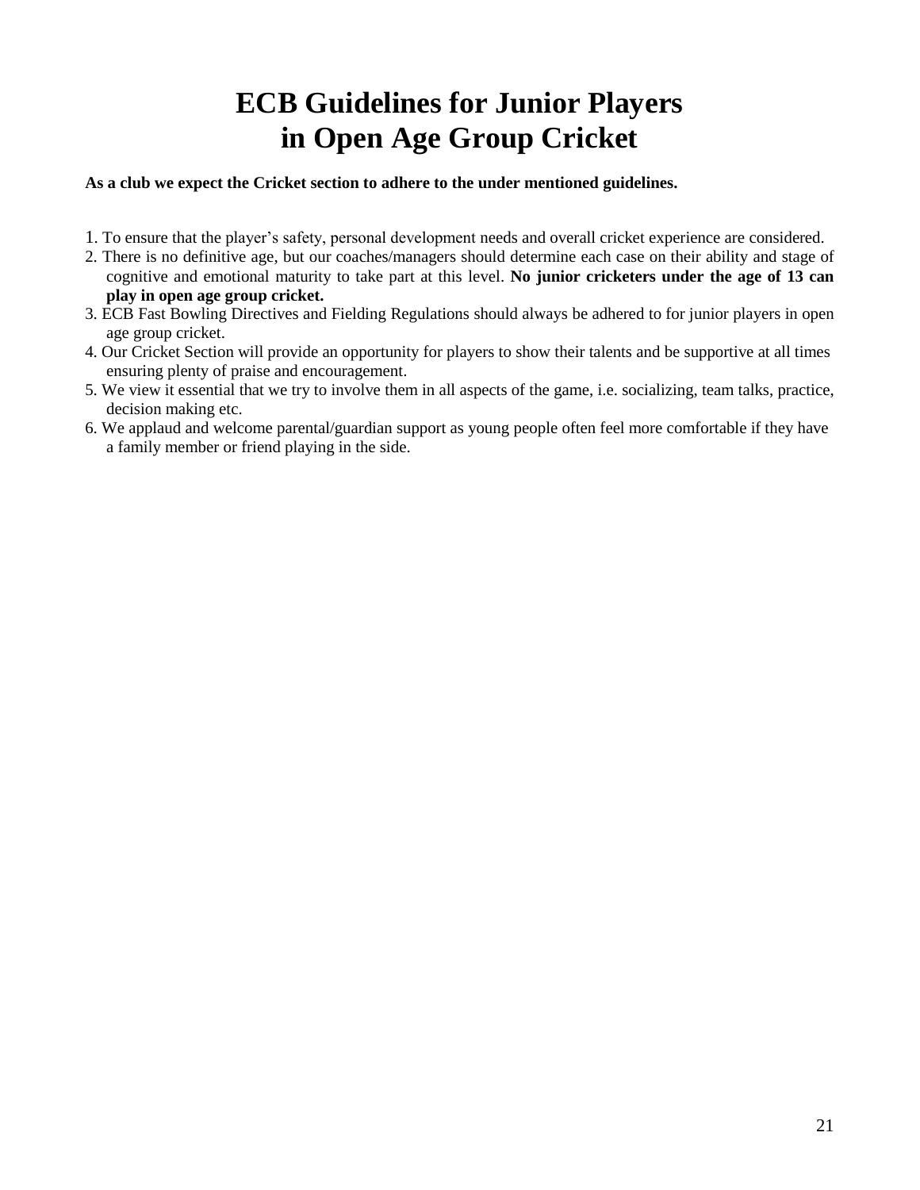# ECB Guidelines for Junior Players in Open Age Group Cricket

**As a club we expect the Cricket section to adhere to the under mentioned guidelines.**

1. To ensure that the player's safety, personal development needs and overall cricket experience are considered.
2. There is no definitive age, but our coaches/managers should determine each case on their ability and stage of cognitive and emotional maturity to take part at this level. **No junior cricketers under the age of 13 can play in open age group cricket.**
3. ECB Fast Bowling Directives and Fielding Regulations should always be adhered to for junior players in open age group cricket.
4. Our Cricket Section will provide an opportunity for players to show their talents and be supportive at all times ensuring plenty of praise and encouragement.
5. We view it essential that we try to involve them in all aspects of the game, i.e. socializing, team talks, practice, decision making etc.
6. We applaud and welcome parental/guardian support as young people often feel more comfortable if they have a family member or friend playing in the side.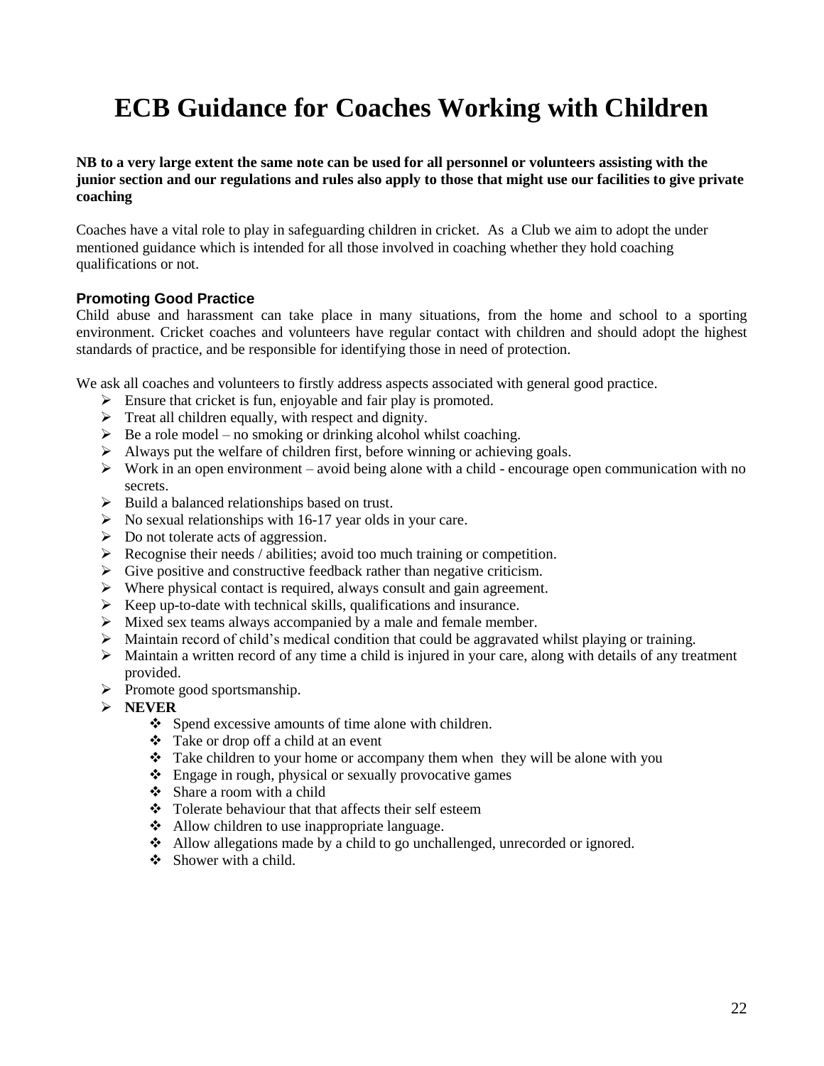# ECB Guidance for Coaches Working with Children

**NB to a very large extent the same note can be used for all personnel or volunteers assisting with the junior section and our regulations and rules also apply to those that might use our facilities to give private coaching**

Coaches have a vital role to play in safeguarding children in cricket. As a Club we aim to adopt the under mentioned guidance which is intended for all those involved in coaching whether they hold coaching qualifications or not.

### Promoting Good Practice

Child abuse and harassment can take place in many situations, from the home and school to a sporting environment. Cricket coaches and volunteers have regular contact with children and should adopt the highest standards of practice, and be responsible for identifying those in need of protection.

We ask all coaches and volunteers to firstly address aspects associated with general good practice.

- Ensure that cricket is fun, enjoyable and fair play is promoted.
- Treat all children equally, with respect and dignity.
- Be a role model – no smoking or drinking alcohol whilst coaching.
- Always put the welfare of children first, before winning or achieving goals.
- Work in an open environment – avoid being alone with a child - encourage open communication with no secrets.
- Build a balanced relationships based on trust.
- No sexual relationships with 16-17 year olds in your care.
- Do not tolerate acts of aggression.
- Recognise their needs / abilities; avoid too much training or competition.
- Give positive and constructive feedback rather than negative criticism.
- Where physical contact is required, always consult and gain agreement.
- Keep up-to-date with technical skills, qualifications and insurance.
- Mixed sex teams always accompanied by a male and female member.
- Maintain record of child's medical condition that could be aggravated whilst playing or training.
- Maintain a written record of any time a child is injured in your care, along with details of any treatment provided.
- Promote good sportsmanship.
- **NEVER**
  - Spend excessive amounts of time alone with children.
  - Take or drop off a child at an event
  - Take children to your home or accompany them when they will be alone with you
  - Engage in rough, physical or sexually provocative games
  - Share a room with a child
  - Tolerate behaviour that that affects their self esteem
  - Allow children to use inappropriate language.
  - Allow allegations made by a child to go unchallenged, unrecorded or ignored.
  - Shower with a child.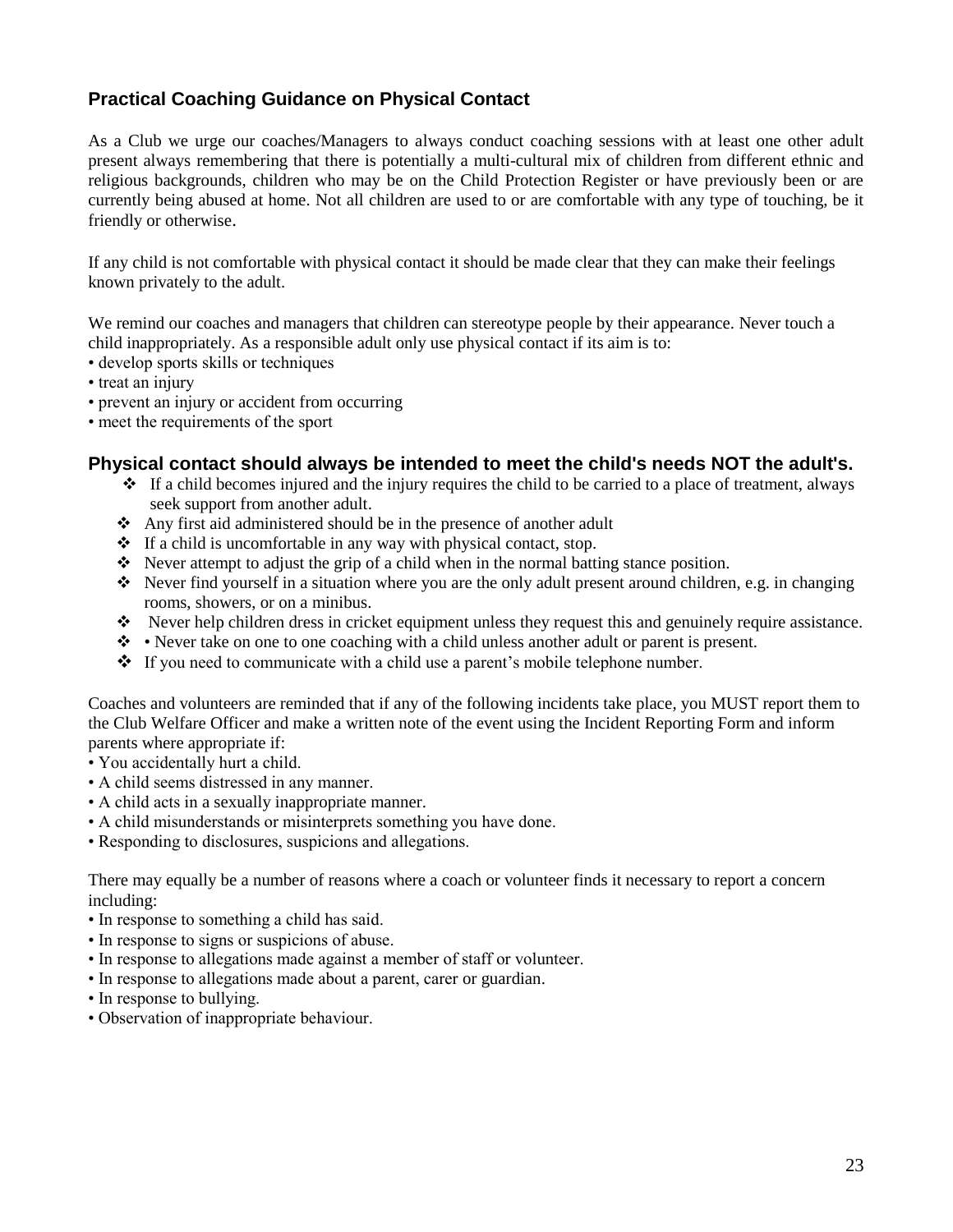## Practical Coaching Guidance on Physical Contact

As a Club we urge our coaches/Managers to always conduct coaching sessions with at least one other adult present always remembering that there is potentially a multi-cultural mix of children from different ethnic and religious backgrounds, children who may be on the Child Protection Register or have previously been or are currently being abused at home. Not all children are used to or are comfortable with any type of touching, be it friendly or otherwise.

If any child is not comfortable with physical contact it should be made clear that they can make their feelings known privately to the adult.

We remind our coaches and managers that children can stereotype people by their appearance. Never touch a child inappropriately. As a responsible adult only use physical contact if its aim is to:

- develop sports skills or techniques
- treat an injury
- prevent an injury or accident from occurring
- meet the requirements of the sport

## Physical contact should always be intended to meet the child's needs NOT the adult's.

- If a child becomes injured and the injury requires the child to be carried to a place of treatment, always seek support from another adult.
- Any first aid administered should be in the presence of another adult
- If a child is uncomfortable in any way with physical contact, stop.
- Never attempt to adjust the grip of a child when in the normal batting stance position.
- Never find yourself in a situation where you are the only adult present around children, e.g. in changing rooms, showers, or on a minibus.
- Never help children dress in cricket equipment unless they request this and genuinely require assistance.
- • Never take on one to one coaching with a child unless another adult or parent is present.
- If you need to communicate with a child use a parent's mobile telephone number.

Coaches and volunteers are reminded that if any of the following incidents take place, you MUST report them to the Club Welfare Officer and make a written note of the event using the Incident Reporting Form and inform parents where appropriate if:

- You accidentally hurt a child.
- A child seems distressed in any manner.
- A child acts in a sexually inappropriate manner.
- A child misunderstands or misinterprets something you have done.
- Responding to disclosures, suspicions and allegations.

There may equally be a number of reasons where a coach or volunteer finds it necessary to report a concern including:

- In response to something a child has said.
- In response to signs or suspicions of abuse.
- In response to allegations made against a member of staff or volunteer.
- In response to allegations made about a parent, carer or guardian.
- In response to bullying.
- Observation of inappropriate behaviour.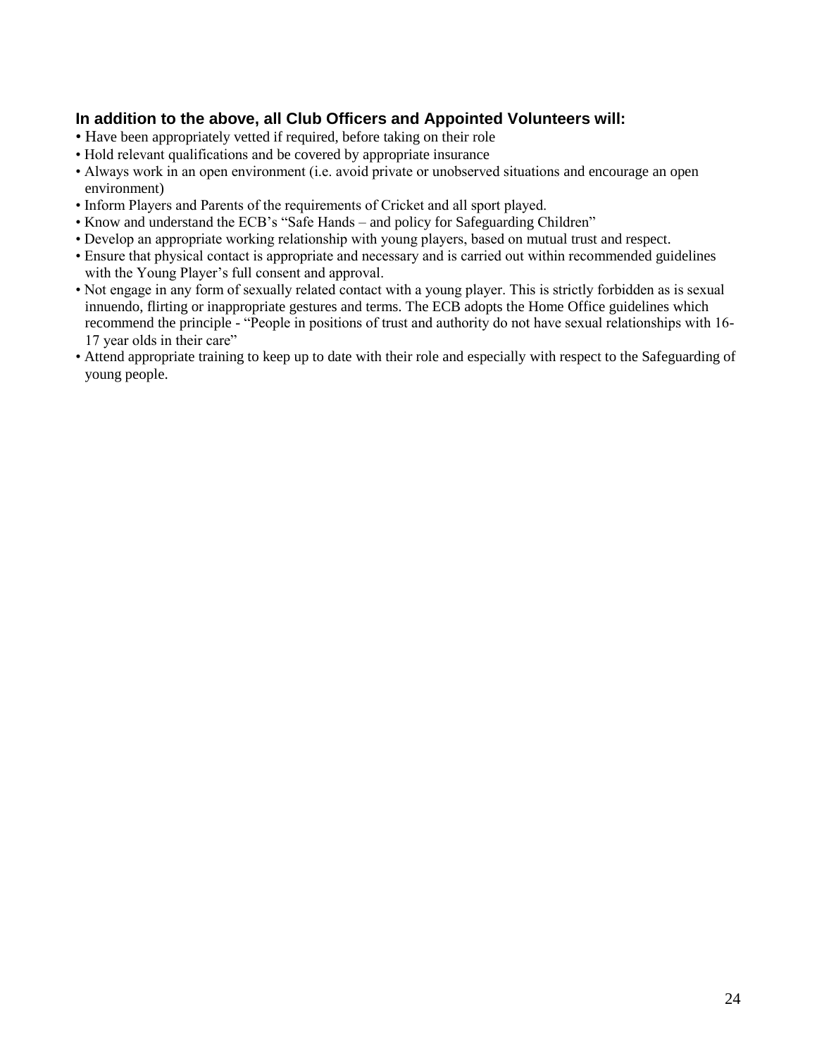**In addition to the above, all Club Officers and Appointed Volunteers will:**

- Have been appropriately vetted if required, before taking on their role
- Hold relevant qualifications and be covered by appropriate insurance
- Always work in an open environment (i.e. avoid private or unobserved situations and encourage an open environment)
- Inform Players and Parents of the requirements of Cricket and all sport played.
- Know and understand the ECB's "Safe Hands – and policy for Safeguarding Children"
- Develop an appropriate working relationship with young players, based on mutual trust and respect.
- Ensure that physical contact is appropriate and necessary and is carried out within recommended guidelines with the Young Player's full consent and approval.
- Not engage in any form of sexually related contact with a young player. This is strictly forbidden as is sexual innuendo, flirting or inappropriate gestures and terms. The ECB adopts the Home Office guidelines which recommend the principle - "People in positions of trust and authority do not have sexual relationships with 16-17 year olds in their care"
- Attend appropriate training to keep up to date with their role and especially with respect to the Safeguarding of young people.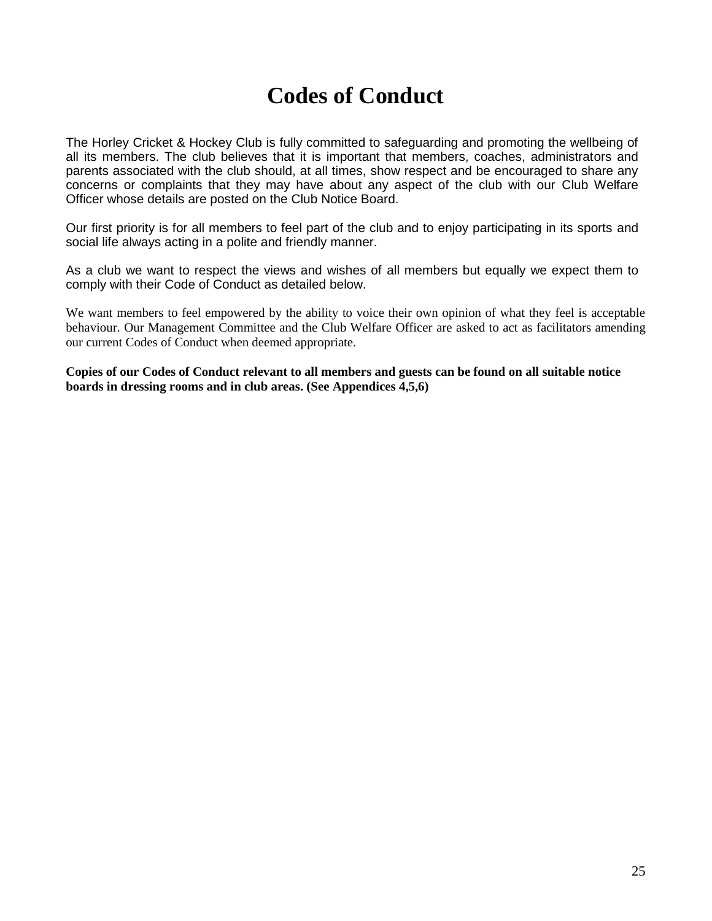# Codes of Conduct

The Horley Cricket & Hockey Club is fully committed to safeguarding and promoting the wellbeing of all its members. The club believes that it is important that members, coaches, administrators and parents associated with the club should, at all times, show respect and be encouraged to share any concerns or complaints that they may have about any aspect of the club with our Club Welfare Officer whose details are posted on the Club Notice Board.

Our first priority is for all members to feel part of the club and to enjoy participating in its sports and social life always acting in a polite and friendly manner.

As a club we want to respect the views and wishes of all members but equally we expect them to comply with their Code of Conduct as detailed below.

We want members to feel empowered by the ability to voice their own opinion of what they feel is acceptable behaviour. Our Management Committee and the Club Welfare Officer are asked to act as facilitators amending our current Codes of Conduct when deemed appropriate.

**Copies of our Codes of Conduct relevant to all members and guests can be found on all suitable notice boards in dressing rooms and in club areas. (See Appendices 4,5,6)**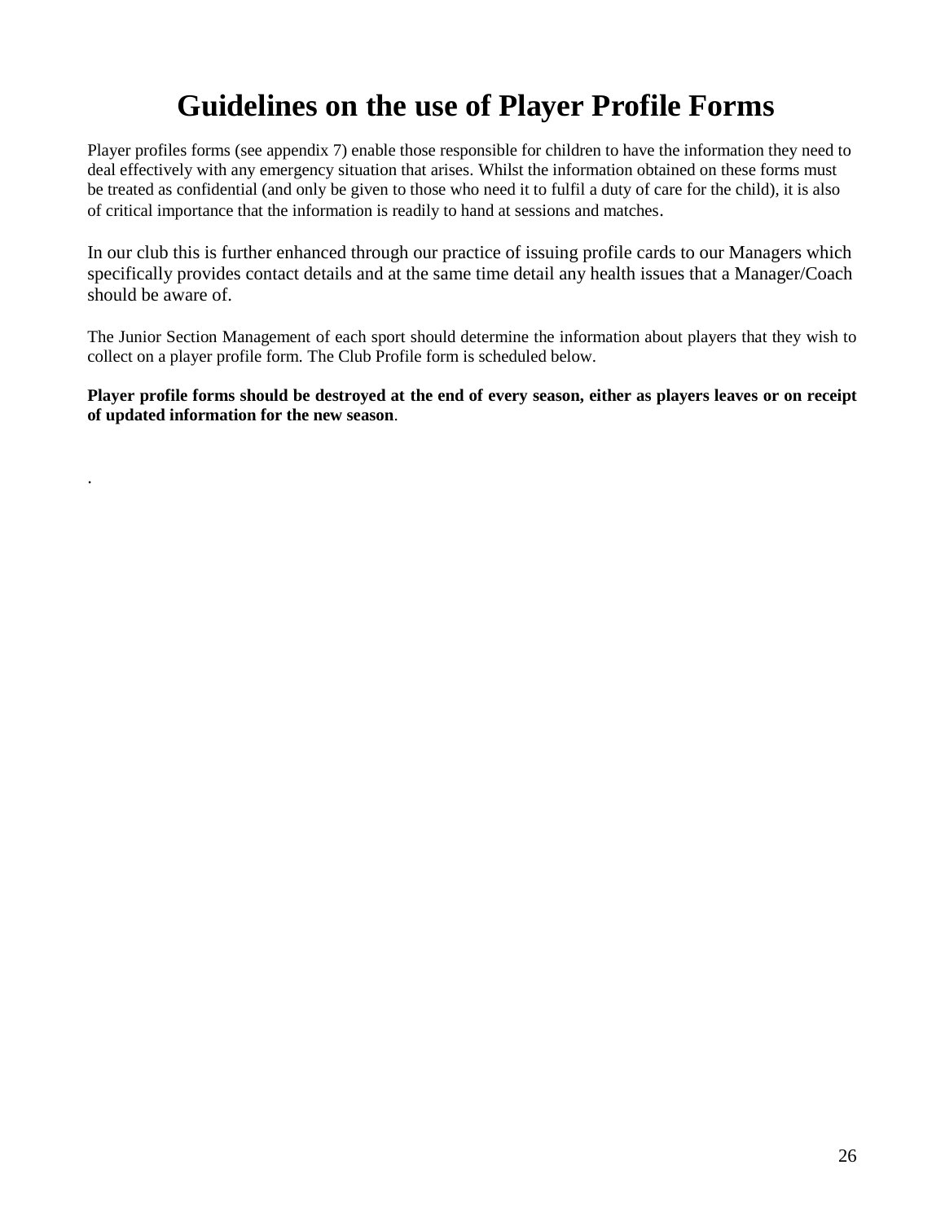# Guidelines on the use of Player Profile Forms

Player profiles forms (see appendix 7) enable those responsible for children to have the information they need to deal effectively with any emergency situation that arises. Whilst the information obtained on these forms must be treated as confidential (and only be given to those who need it to fulfil a duty of care for the child), it is also of critical importance that the information is readily to hand at sessions and matches.

In our club this is further enhanced through our practice of issuing profile cards to our Managers which specifically provides contact details and at the same time detail any health issues that a Manager/Coach should be aware of.

The Junior Section Management of each sport should determine the information about players that they wish to collect on a player profile form. The Club Profile form is scheduled below.

**Player profile forms should be destroyed at the end of every season, either as players leaves or on receipt of updated information for the new season**.

.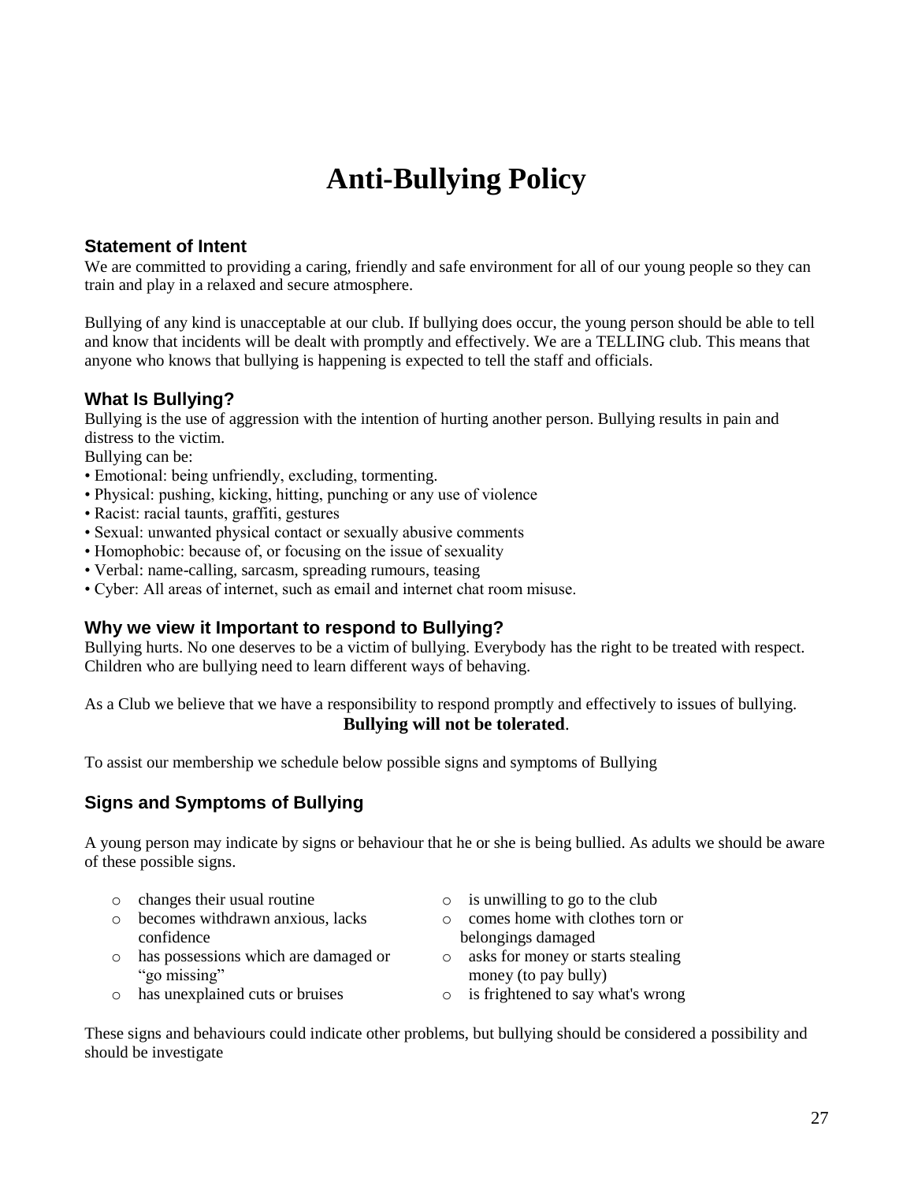# Anti-Bullying Policy

## Statement of Intent

We are committed to providing a caring, friendly and safe environment for all of our young people so they can train and play in a relaxed and secure atmosphere.

Bullying of any kind is unacceptable at our club. If bullying does occur, the young person should be able to tell and know that incidents will be dealt with promptly and effectively. We are a TELLING club. This means that anyone who knows that bullying is happening is expected to tell the staff and officials.

## What Is Bullying?

Bullying is the use of aggression with the intention of hurting another person. Bullying results in pain and distress to the victim.

Bullying can be:

- Emotional: being unfriendly, excluding, tormenting.
- Physical: pushing, kicking, hitting, punching or any use of violence
- Racist: racial taunts, graffiti, gestures
- Sexual: unwanted physical contact or sexually abusive comments
- Homophobic: because of, or focusing on the issue of sexuality
- Verbal: name-calling, sarcasm, spreading rumours, teasing
- Cyber: All areas of internet, such as email and internet chat room misuse.

## Why we view it Important to respond to Bullying?

Bullying hurts. No one deserves to be a victim of bullying. Everybody has the right to be treated with respect. Children who are bullying need to learn different ways of behaving.

As a Club we believe that we have a responsibility to respond promptly and effectively to issues of bullying.

**Bullying will not be tolerated**.

To assist our membership we schedule below possible signs and symptoms of Bullying

## Signs and Symptoms of Bullying

A young person may indicate by signs or behaviour that he or she is being bullied. As adults we should be aware of these possible signs.

- changes their usual routine
- becomes withdrawn anxious, lacks confidence
- has possessions which are damaged or "go missing"
- has unexplained cuts or bruises
- is unwilling to go to the club
- comes home with clothes torn or belongings damaged
- asks for money or starts stealing money (to pay bully)
- is frightened to say what's wrong

These signs and behaviours could indicate other problems, but bullying should be considered a possibility and should be investigate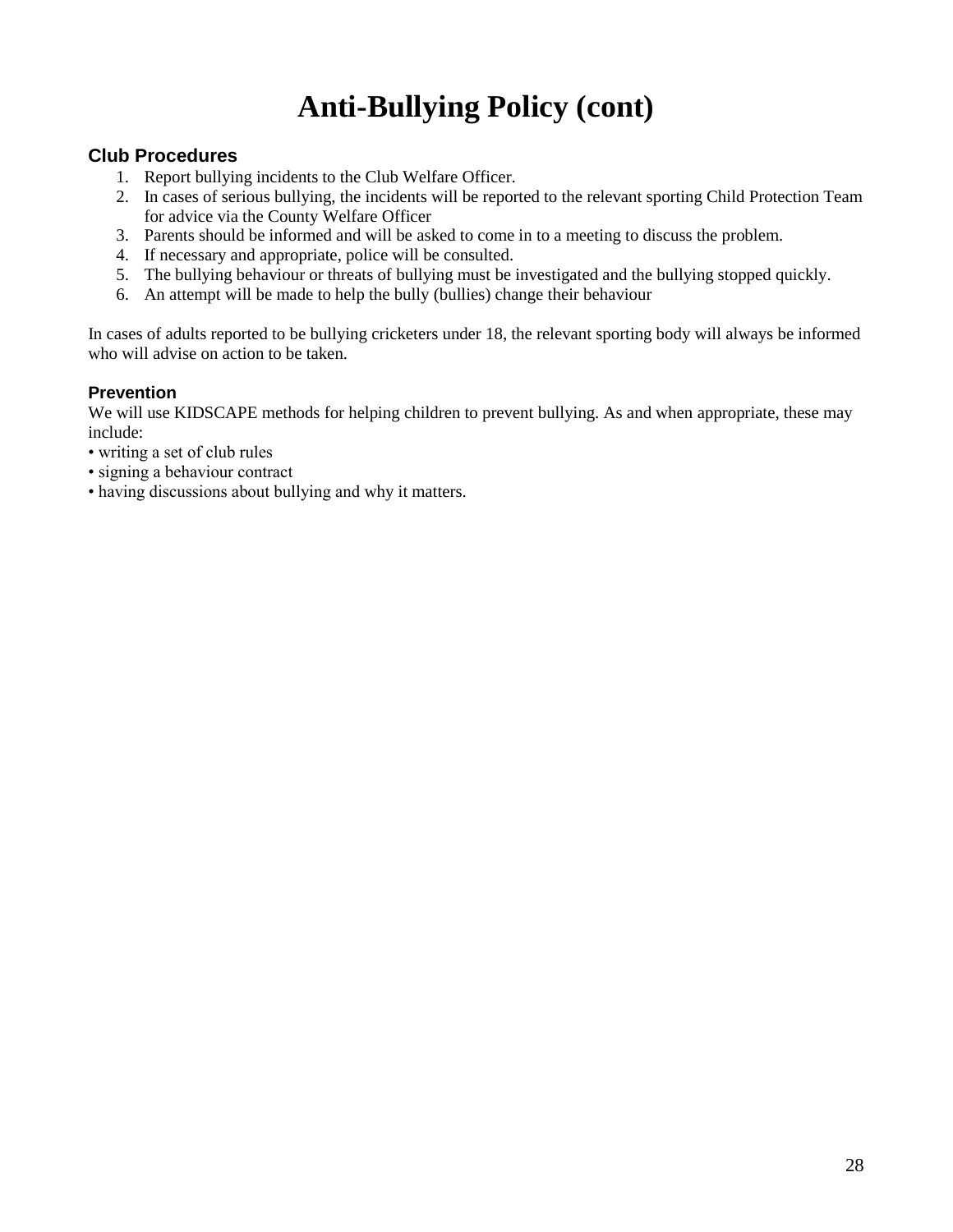# Anti-Bullying Policy (cont)

## Club Procedures

1. Report bullying incidents to the Club Welfare Officer.
2. In cases of serious bullying, the incidents will be reported to the relevant sporting Child Protection Team for advice via the County Welfare Officer
3. Parents should be informed and will be asked to come in to a meeting to discuss the problem.
4. If necessary and appropriate, police will be consulted.
5. The bullying behaviour or threats of bullying must be investigated and the bullying stopped quickly.
6. An attempt will be made to help the bully (bullies) change their behaviour

In cases of adults reported to be bullying cricketers under 18, the relevant sporting body will always be informed who will advise on action to be taken.

## Prevention

We will use KIDSCAPE methods for helping children to prevent bullying. As and when appropriate, these may include:

- writing a set of club rules
- signing a behaviour contract
- having discussions about bullying and why it matters.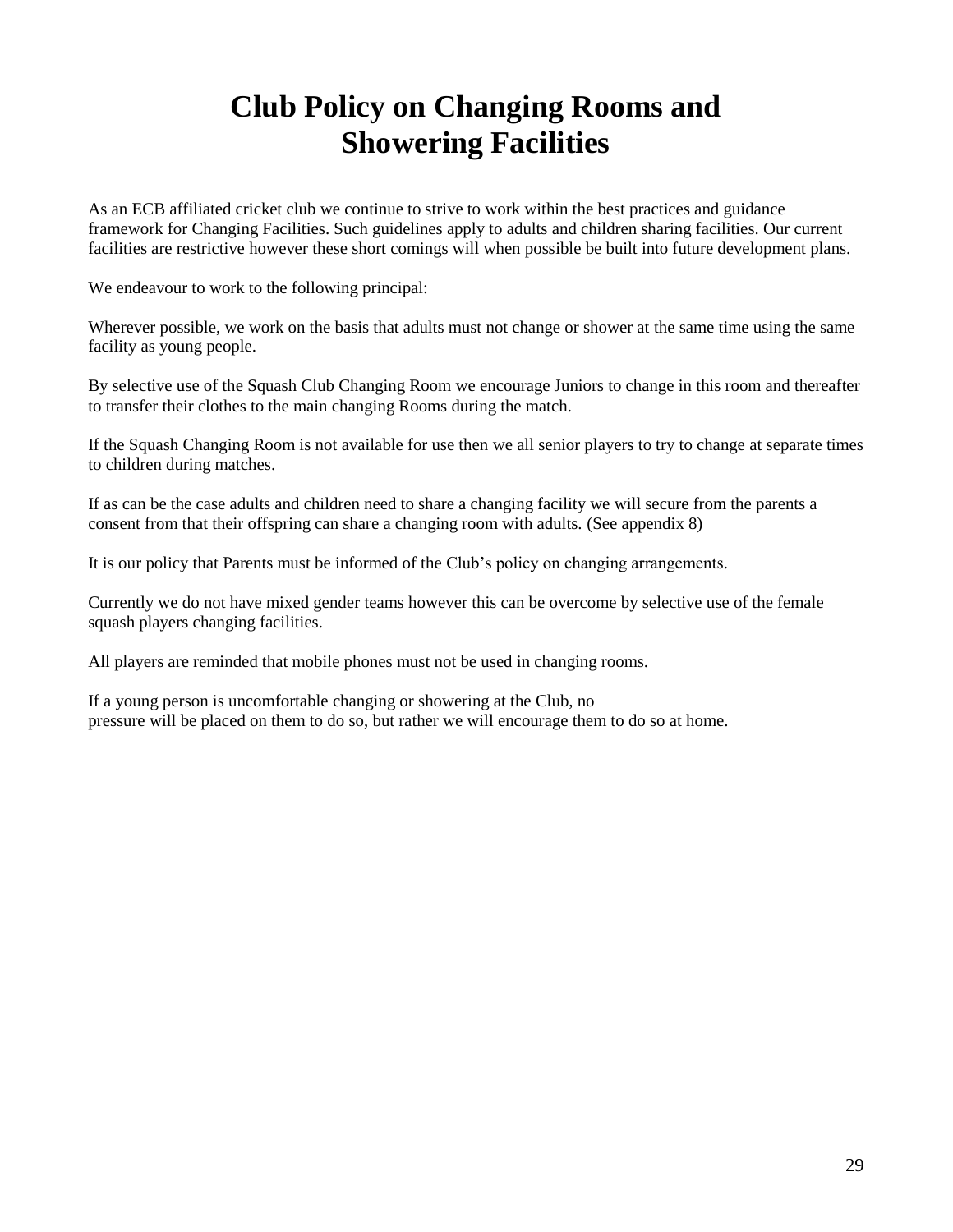# Club Policy on Changing Rooms and Showering Facilities

As an ECB affiliated cricket club we continue to strive to work within the best practices and guidance framework for Changing Facilities. Such guidelines apply to adults and children sharing facilities. Our current facilities are restrictive however these short comings will when possible be built into future development plans.

We endeavour to work to the following principal:

Wherever possible, we work on the basis that adults must not change or shower at the same time using the same facility as young people.

By selective use of the Squash Club Changing Room we encourage Juniors to change in this room and thereafter to transfer their clothes to the main changing Rooms during the match.

If the Squash Changing Room is not available for use then we all senior players to try to change at separate times to children during matches.

If as can be the case adults and children need to share a changing facility we will secure from the parents a consent from that their offspring can share a changing room with adults. (See appendix 8)

It is our policy that Parents must be informed of the Club's policy on changing arrangements.

Currently we do not have mixed gender teams however this can be overcome by selective use of the female squash players changing facilities.

All players are reminded that mobile phones must not be used in changing rooms.

If a young person is uncomfortable changing or showering at the Club, no pressure will be placed on them to do so, but rather we will encourage them to do so at home.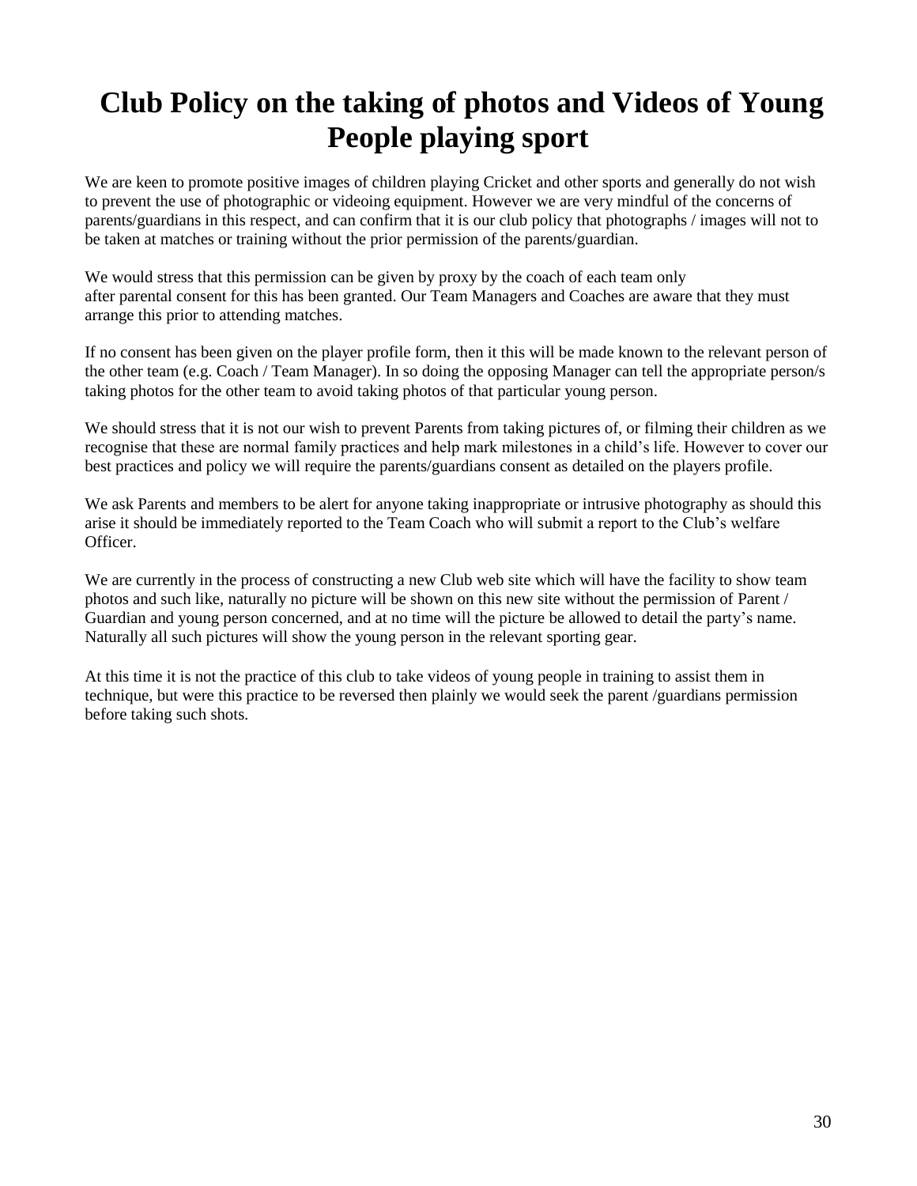# Club Policy on the taking of photos and Videos of Young People playing sport

We are keen to promote positive images of children playing Cricket and other sports and generally do not wish to prevent the use of photographic or videoing equipment. However we are very mindful of the concerns of parents/guardians in this respect, and can confirm that it is our club policy that photographs / images will not to be taken at matches or training without the prior permission of the parents/guardian.

We would stress that this permission can be given by proxy by the coach of each team only after parental consent for this has been granted. Our Team Managers and Coaches are aware that they must arrange this prior to attending matches.

If no consent has been given on the player profile form, then it this will be made known to the relevant person of the other team (e.g. Coach / Team Manager). In so doing the opposing Manager can tell the appropriate person/s taking photos for the other team to avoid taking photos of that particular young person.

We should stress that it is not our wish to prevent Parents from taking pictures of, or filming their children as we recognise that these are normal family practices and help mark milestones in a child's life. However to cover our best practices and policy we will require the parents/guardians consent as detailed on the players profile.

We ask Parents and members to be alert for anyone taking inappropriate or intrusive photography as should this arise it should be immediately reported to the Team Coach who will submit a report to the Club's welfare Officer.

We are currently in the process of constructing a new Club web site which will have the facility to show team photos and such like, naturally no picture will be shown on this new site without the permission of Parent / Guardian and young person concerned, and at no time will the picture be allowed to detail the party's name. Naturally all such pictures will show the young person in the relevant sporting gear.

At this time it is not the practice of this club to take videos of young people in training to assist them in technique, but were this practice to be reversed then plainly we would seek the parent /guardians permission before taking such shots.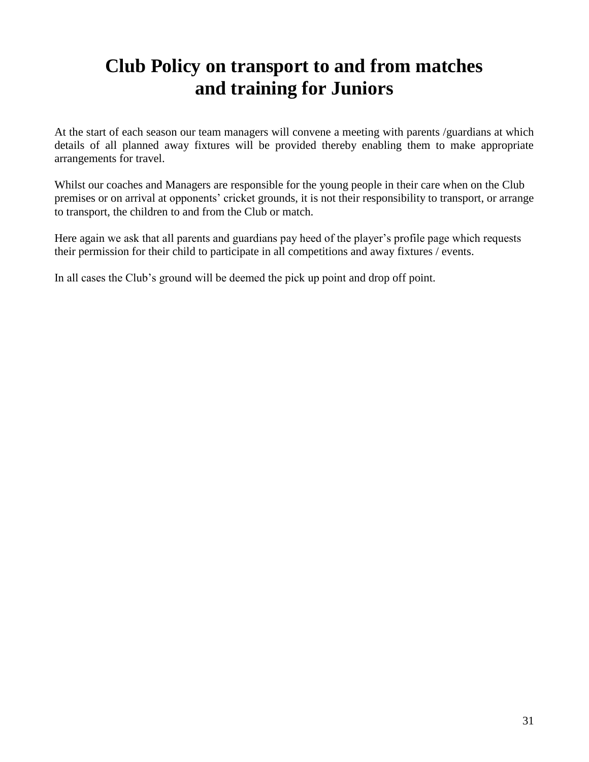# Club Policy on transport to and from matches and training for Juniors

At the start of each season our team managers will convene a meeting with parents /guardians at which details of all planned away fixtures will be provided thereby enabling them to make appropriate arrangements for travel.

Whilst our coaches and Managers are responsible for the young people in their care when on the Club premises or on arrival at opponents' cricket grounds, it is not their responsibility to transport, or arrange to transport, the children to and from the Club or match.

Here again we ask that all parents and guardians pay heed of the player's profile page which requests their permission for their child to participate in all competitions and away fixtures / events.

In all cases the Club's ground will be deemed the pick up point and drop off point.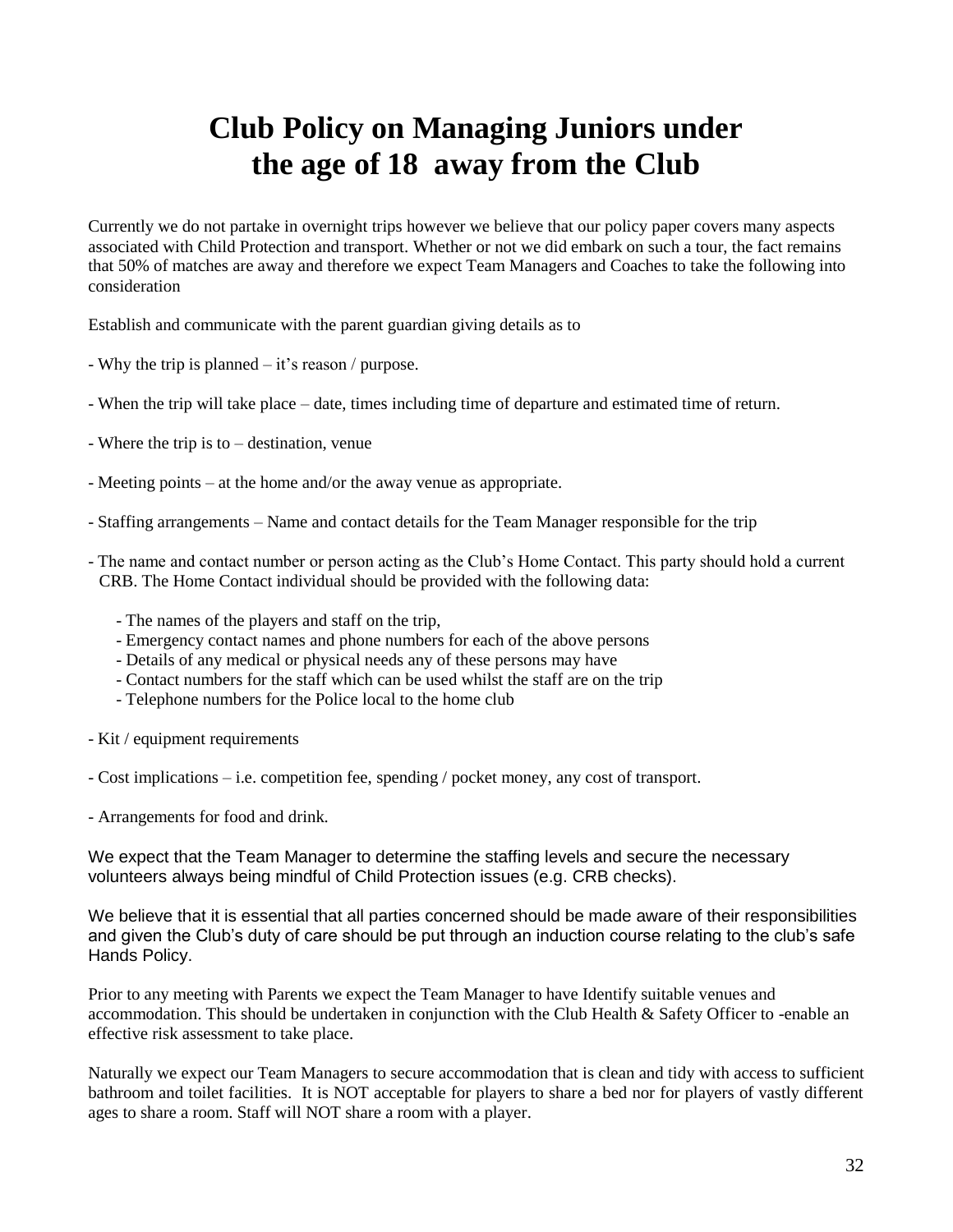# Club Policy on Managing Juniors under the age of 18 away from the Club

Currently we do not partake in overnight trips however we believe that our policy paper covers many aspects associated with Child Protection and transport. Whether or not we did embark on such a tour, the fact remains that 50% of matches are away and therefore we expect Team Managers and Coaches to take the following into consideration

Establish and communicate with the parent guardian giving details as to

- Why the trip is planned – it's reason / purpose.
- When the trip will take place – date, times including time of departure and estimated time of return.
- Where the trip is to – destination, venue
- Meeting points – at the home and/or the away venue as appropriate.
- Staffing arrangements – Name and contact details for the Team Manager responsible for the trip
- The name and contact number or person acting as the Club's Home Contact. This party should hold a current CRB. The Home Contact individual should be provided with the following data:
  - The names of the players and staff on the trip,
  - Emergency contact names and phone numbers for each of the above persons
  - Details of any medical or physical needs any of these persons may have
  - Contact numbers for the staff which can be used whilst the staff are on the trip
  - Telephone numbers for the Police local to the home club
- Kit / equipment requirements
- Cost implications – i.e. competition fee, spending / pocket money, any cost of transport.
- Arrangements for food and drink.

We expect that the Team Manager to determine the staffing levels and secure the necessary volunteers always being mindful of Child Protection issues (e.g. CRB checks).

We believe that it is essential that all parties concerned should be made aware of their responsibilities and given the Club's duty of care should be put through an induction course relating to the club's safe Hands Policy.

Prior to any meeting with Parents we expect the Team Manager to have Identify suitable venues and accommodation. This should be undertaken in conjunction with the Club Health & Safety Officer to -enable an effective risk assessment to take place.

Naturally we expect our Team Managers to secure accommodation that is clean and tidy with access to sufficient bathroom and toilet facilities. It is NOT acceptable for players to share a bed nor for players of vastly different ages to share a room. Staff will NOT share a room with a player.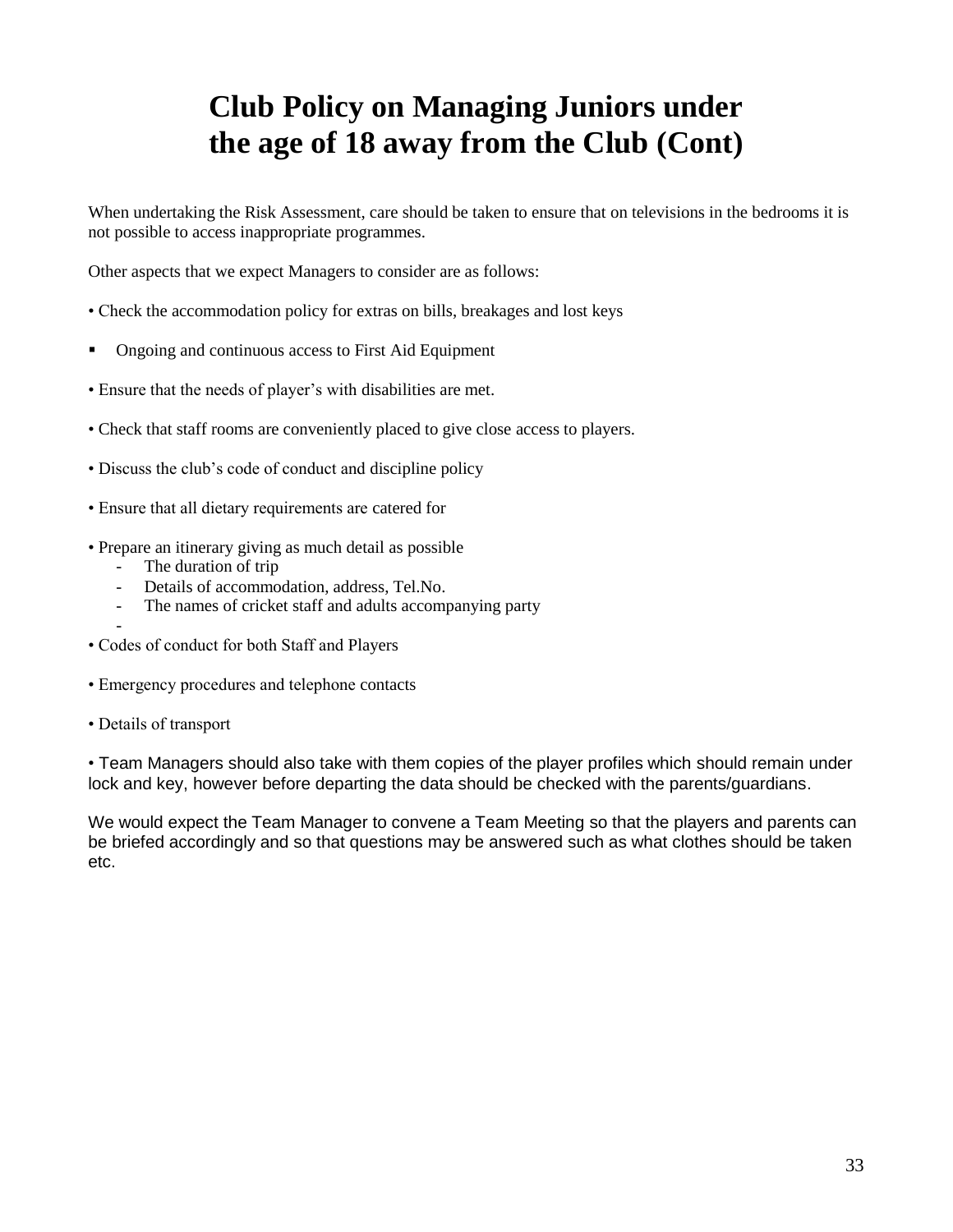# Club Policy on Managing Juniors under the age of 18 away from the Club (Cont)

When undertaking the Risk Assessment, care should be taken to ensure that on televisions in the bedrooms it is not possible to access inappropriate programmes.

Other aspects that we expect Managers to consider are as follows:

- Check the accommodation policy for extras on bills, breakages and lost keys
- Ongoing and continuous access to First Aid Equipment
- Ensure that the needs of player's with disabilities are met.
- Check that staff rooms are conveniently placed to give close access to players.
- Discuss the club's code of conduct and discipline policy
- Ensure that all dietary requirements are catered for
- Prepare an itinerary giving as much detail as possible
  - The duration of trip
  - Details of accommodation, address, Tel.No.
  - The names of cricket staff and adults accompanying party
  -
- Codes of conduct for both Staff and Players
- Emergency procedures and telephone contacts
- Details of transport
- Team Managers should also take with them copies of the player profiles which should remain under lock and key, however before departing the data should be checked with the parents/guardians.

We would expect the Team Manager to convene a Team Meeting so that the players and parents can be briefed accordingly and so that questions may be answered such as what clothes should be taken etc.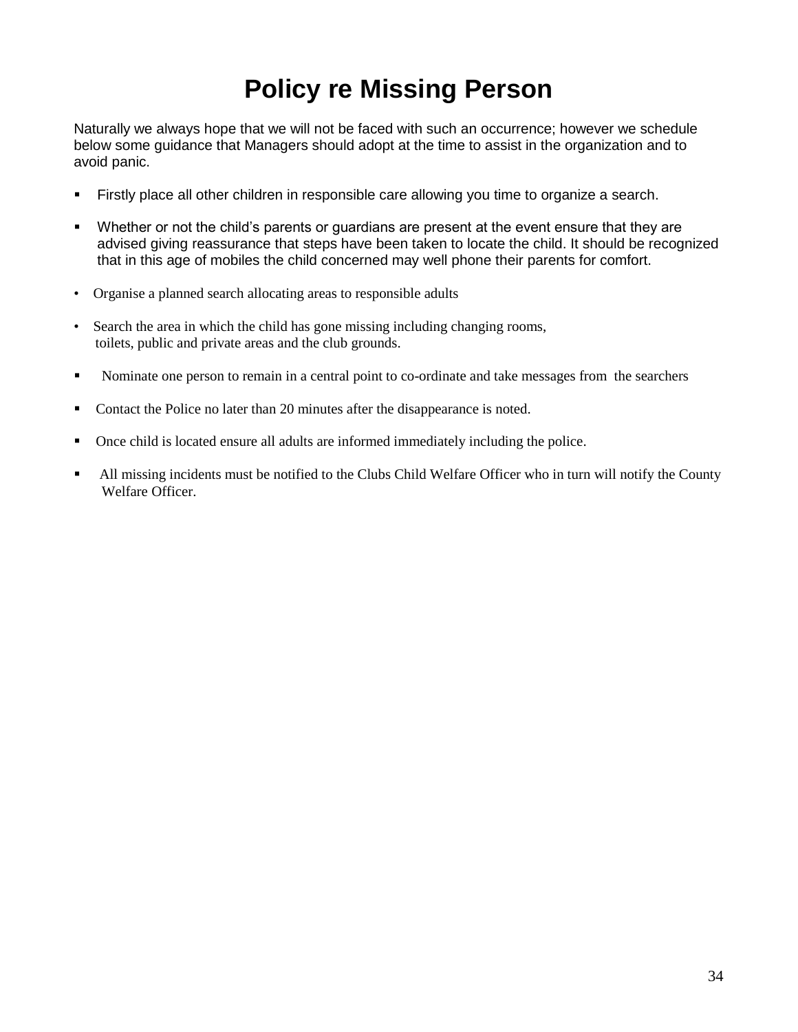# Policy re Missing Person

Naturally we always hope that we will not be faced with such an occurrence; however we schedule below some guidance that Managers should adopt at the time to assist in the organization and to avoid panic.

- Firstly place all other children in responsible care allowing you time to organize a search.
- Whether or not the child's parents or guardians are present at the event ensure that they are advised giving reassurance that steps have been taken to locate the child. It should be recognized that in this age of mobiles the child concerned may well phone their parents for comfort.
- Organise a planned search allocating areas to responsible adults
- Search the area in which the child has gone missing including changing rooms, toilets, public and private areas and the club grounds.
- Nominate one person to remain in a central point to co-ordinate and take messages from the searchers
- Contact the Police no later than 20 minutes after the disappearance is noted.
- Once child is located ensure all adults are informed immediately including the police.
- All missing incidents must be notified to the Clubs Child Welfare Officer who in turn will notify the County Welfare Officer.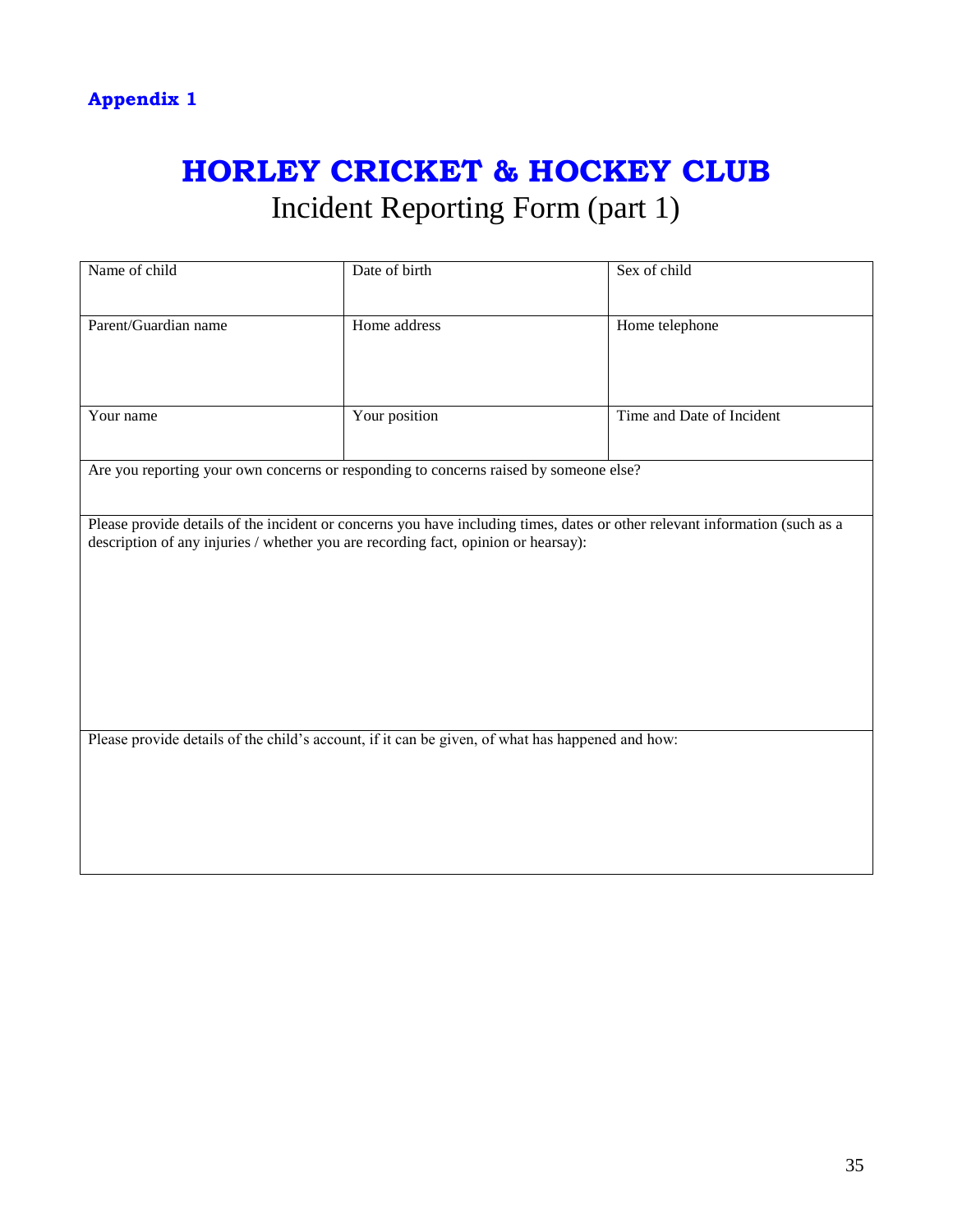**Appendix 1**

# HORLEY CRICKET & HOCKEY CLUB

## Incident Reporting Form (part 1)

| Name of child | Date of birth | Sex of child |
| --- | --- | --- |
| Parent/Guardian name | Home address | Home telephone |
| Your name | Your position | Time and Date of Incident |
| Are you reporting your own concerns or responding to concerns raised by someone else? | | |
| Please provide details of the incident or concerns you have including times, dates or other relevant information (such as a description of any injuries / whether you are recording fact, opinion or hearsay): | | |
| Please provide details of the child's account, if it can be given, of what has happened and how: | | |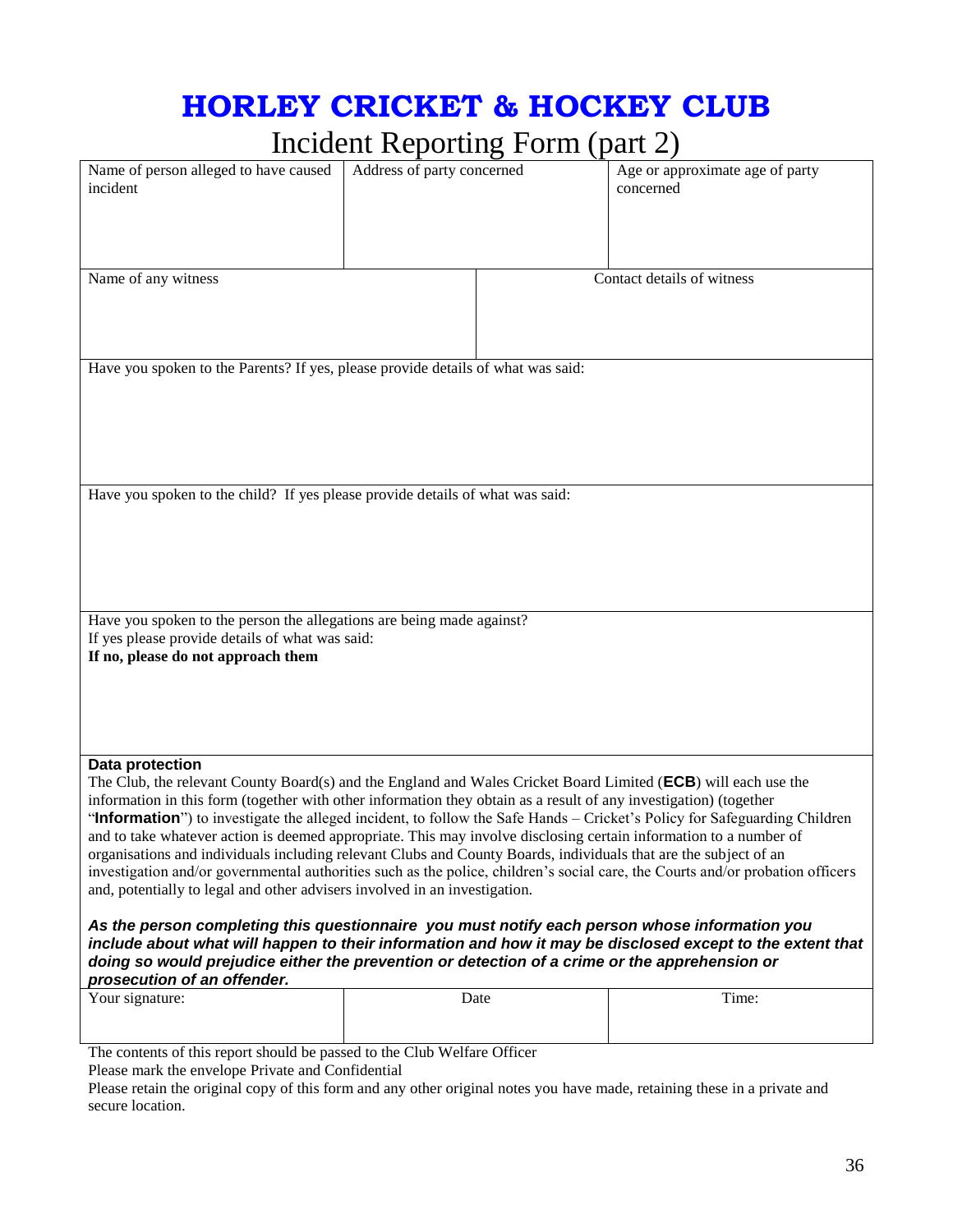# HORLEY CRICKET & HOCKEY CLUB

## Incident Reporting Form (part 2)

| Name of person alleged to have caused incident | Address of party concerned | Age or approximate age of party concerned |
|---|---|---|
| | | |

| Name of any witness | Contact details of witness |
|---|---|
| | |

Have you spoken to the Parents? If yes, please provide details of what was said:

Have you spoken to the child? If yes please provide details of what was said:

Have you spoken to the person the allegations are being made against?
If yes please provide details of what was said:
**If no, please do not approach them**

**Data protection**

The Club, the relevant County Board(s) and the England and Wales Cricket Board Limited (**ECB**) will each use the information in this form (together with other information they obtain as a result of any investigation) (together "**Information**") to investigate the alleged incident, to follow the Safe Hands – Cricket's Policy for Safeguarding Children and to take whatever action is deemed appropriate. This may involve disclosing certain information to a number of organisations and individuals including relevant Clubs and County Boards, individuals that are the subject of an investigation and/or governmental authorities such as the police, children's social care, the Courts and/or probation officers and, potentially to legal and other advisers involved in an investigation.

***As the person completing this questionnaire you must notify each person whose information you include about what will happen to their information and how it may be disclosed except to the extent that doing so would prejudice either the prevention or detection of a crime or the apprehension or prosecution of an offender.***

| Your signature: | Date | Time: |
|---|---|---|
| | | |

The contents of this report should be passed to the Club Welfare Officer

Please mark the envelope Private and Confidential

Please retain the original copy of this form and any other original notes you have made, retaining these in a private and secure location.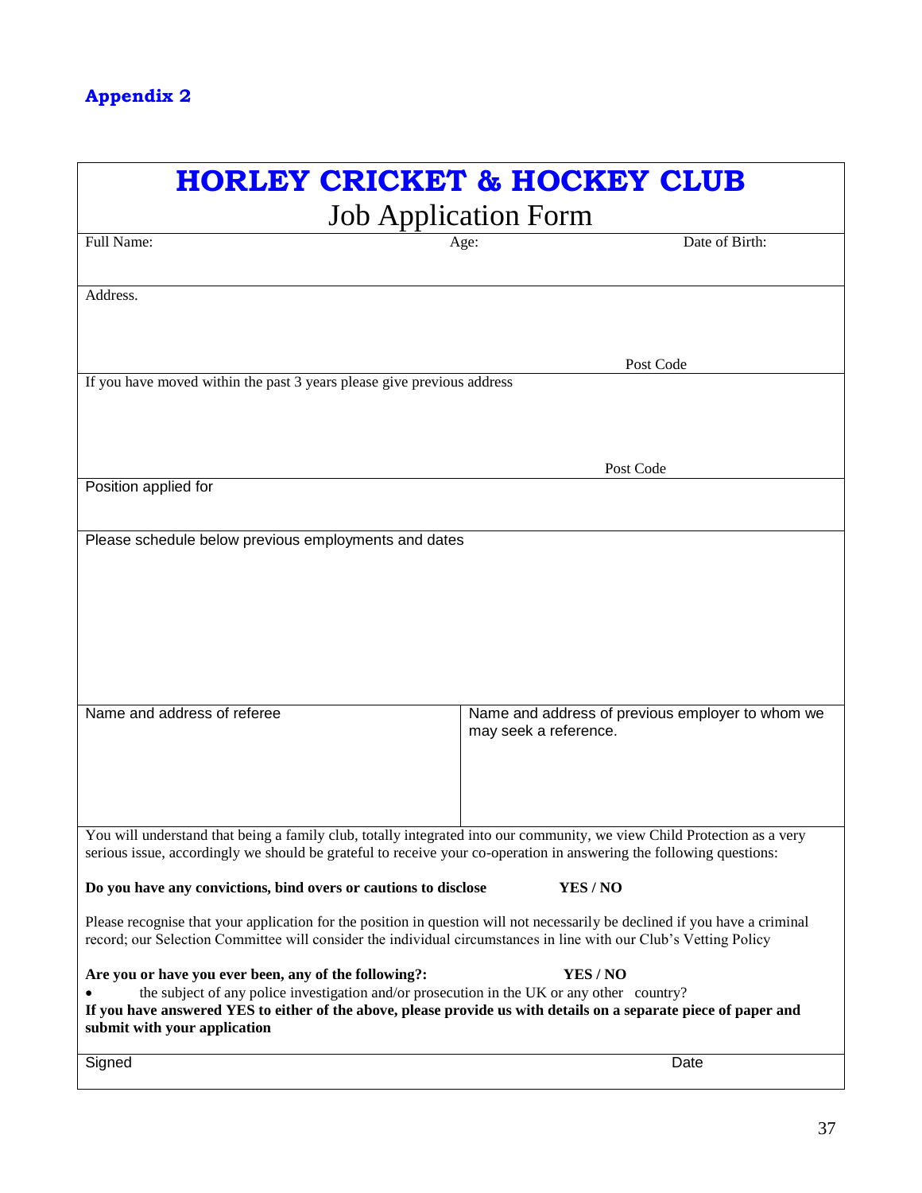## Appendix 2

# HORLEY CRICKET & HOCKEY CLUB

## Job Application Form

Full Name: Age: Date of Birth:

Address.

Post Code

If you have moved within the past 3 years please give previous address

Post Code

Position applied for

Please schedule below previous employments and dates

| Name and address of referee | Name and address of previous employer to whom we may seek a reference. |
|---|---|
| | |

You will understand that being a family club, totally integrated into our community, we view Child Protection as a very serious issue, accordingly we should be grateful to receive your co-operation in answering the following questions:

**Do you have any convictions, bind overs or cautions to disclose** **YES / NO**

Please recognise that your application for the position in question will not necessarily be declined if you have a criminal record; our Selection Committee will consider the individual circumstances in line with our Club's Vetting Policy

**Are you or have you ever been, any of the following?:** **YES / NO**

- the subject of any police investigation and/or prosecution in the UK or any other country?

**If you have answered YES to either of the above, please provide us with details on a separate piece of paper and submit with your application**

Signed Date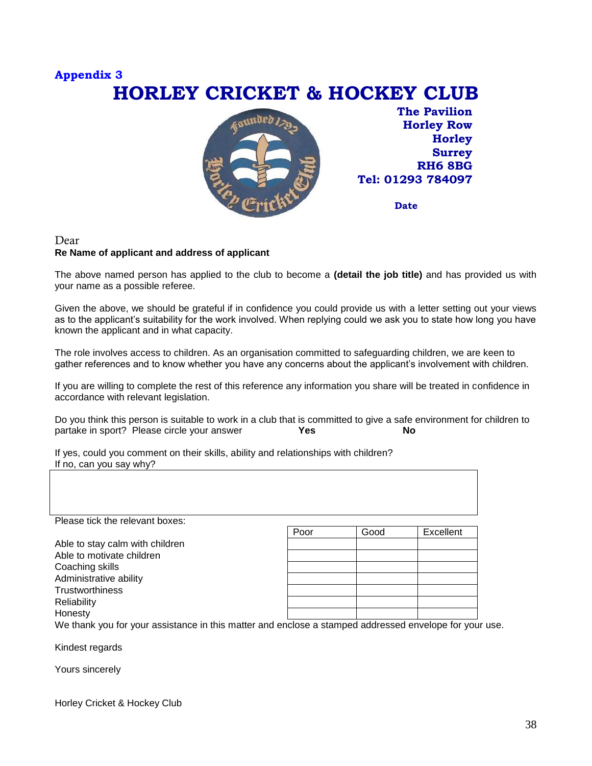**Appendix 3**

# HORLEY CRICKET & HOCKEY CLUB

**The Pavilion**
**Horley Row**
**Horley**
**Surrey**
**RH6 8BG**
**Tel: 01293 784097**

**Date**

Dear
**Re Name of applicant and address of applicant**

The above named person has applied to the club to become a **(detail the job title)** and has provided us with your name as a possible referee.

Given the above, we should be grateful if in confidence you could provide us with a letter setting out your views as to the applicant's suitability for the work involved. When replying could we ask you to state how long you have known the applicant and in what capacity.

The role involves access to children. As an organisation committed to safeguarding children, we are keen to gather references and to know whether you have any concerns about the applicant's involvement with children.

If you are willing to complete the rest of this reference any information you share will be treated in confidence in accordance with relevant legislation.

Do you think this person is suitable to work in a club that is committed to give a safe environment for children to partake in sport? Please circle your answer **Yes** **No**

If yes, could you comment on their skills, ability and relationships with children?
If no, can you say why?

| |
|---|
| |

Please tick the relevant boxes:

| | Poor | Good | Excellent |
|---|---|---|---|
| Able to stay calm with children | | | |
| Able to motivate children | | | |
| Coaching skills | | | |
| Administrative ability | | | |
| Trustworthiness | | | |
| Reliability | | | |
| Honesty | | | |

We thank you for your assistance in this matter and enclose a stamped addressed envelope for your use.

Kindest regards

Yours sincerely

Horley Cricket & Hockey Club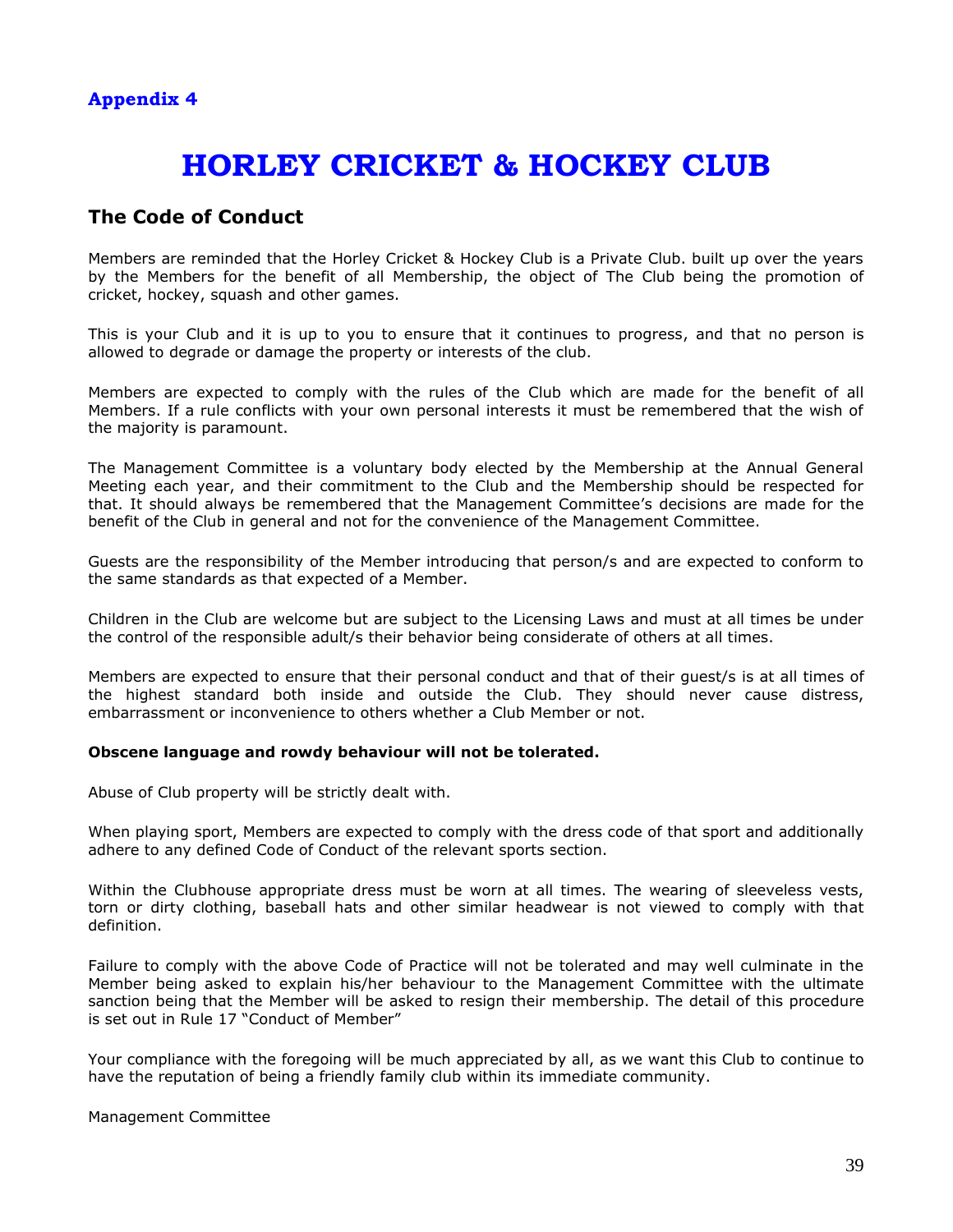**Appendix 4**

# HORLEY CRICKET & HOCKEY CLUB

## The Code of Conduct

Members are reminded that the Horley Cricket & Hockey Club is a Private Club. built up over the years by the Members for the benefit of all Membership, the object of The Club being the promotion of cricket, hockey, squash and other games.

This is your Club and it is up to you to ensure that it continues to progress, and that no person is allowed to degrade or damage the property or interests of the club.

Members are expected to comply with the rules of the Club which are made for the benefit of all Members. If a rule conflicts with your own personal interests it must be remembered that the wish of the majority is paramount.

The Management Committee is a voluntary body elected by the Membership at the Annual General Meeting each year, and their commitment to the Club and the Membership should be respected for that. It should always be remembered that the Management Committee's decisions are made for the benefit of the Club in general and not for the convenience of the Management Committee.

Guests are the responsibility of the Member introducing that person/s and are expected to conform to the same standards as that expected of a Member.

Children in the Club are welcome but are subject to the Licensing Laws and must at all times be under the control of the responsible adult/s their behavior being considerate of others at all times.

Members are expected to ensure that their personal conduct and that of their guest/s is at all times of the highest standard both inside and outside the Club. They should never cause distress, embarrassment or inconvenience to others whether a Club Member or not.

**Obscene language and rowdy behaviour will not be tolerated.**

Abuse of Club property will be strictly dealt with.

When playing sport, Members are expected to comply with the dress code of that sport and additionally adhere to any defined Code of Conduct of the relevant sports section.

Within the Clubhouse appropriate dress must be worn at all times. The wearing of sleeveless vests, torn or dirty clothing, baseball hats and other similar headwear is not viewed to comply with that definition.

Failure to comply with the above Code of Practice will not be tolerated and may well culminate in the Member being asked to explain his/her behaviour to the Management Committee with the ultimate sanction being that the Member will be asked to resign their membership. The detail of this procedure is set out in Rule 17 "Conduct of Member"

Your compliance with the foregoing will be much appreciated by all, as we want this Club to continue to have the reputation of being a friendly family club within its immediate community.

Management Committee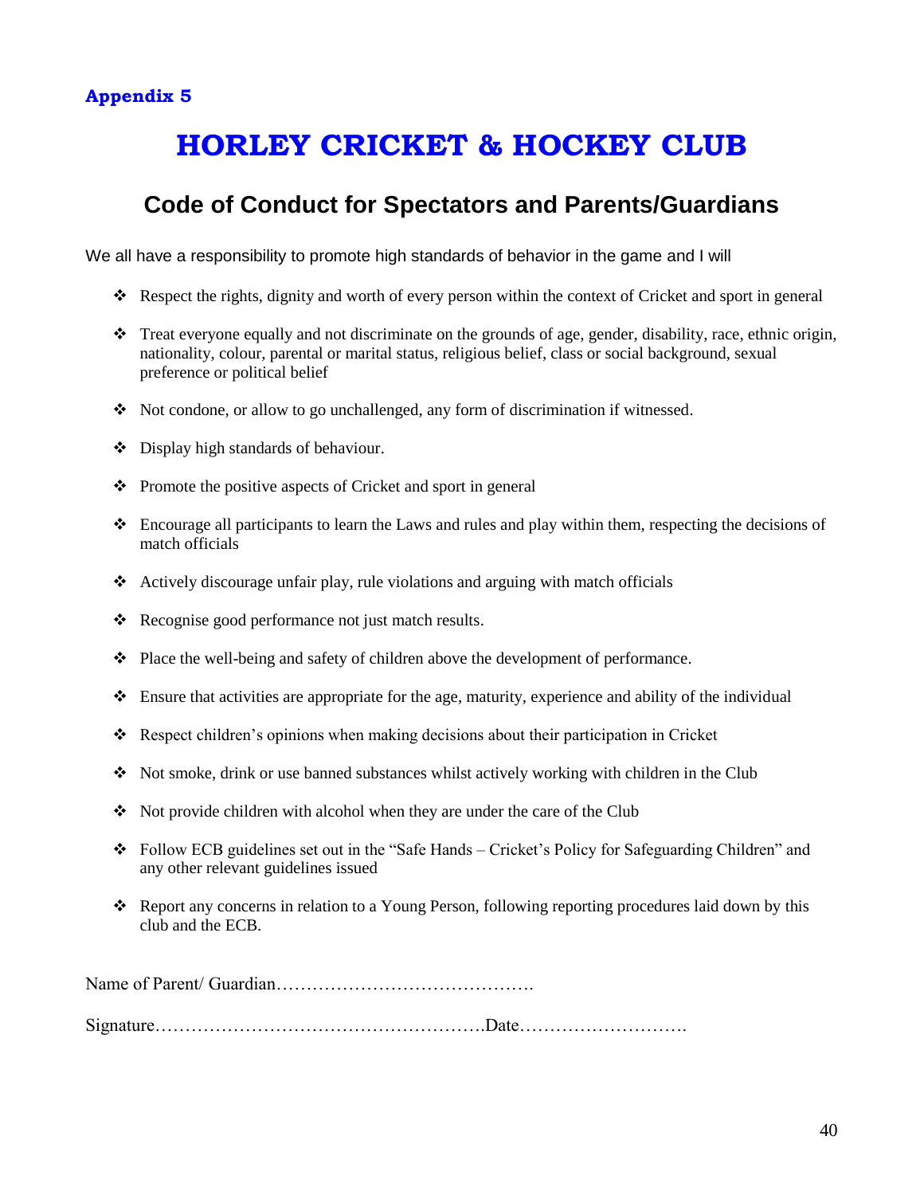**Appendix 5**

# HORLEY CRICKET & HOCKEY CLUB

## Code of Conduct for Spectators and Parents/Guardians

We all have a responsibility to promote high standards of behavior in the game and I will

- Respect the rights, dignity and worth of every person within the context of Cricket and sport in general
- Treat everyone equally and not discriminate on the grounds of age, gender, disability, race, ethnic origin, nationality, colour, parental or marital status, religious belief, class or social background, sexual preference or political belief
- Not condone, or allow to go unchallenged, any form of discrimination if witnessed.
- Display high standards of behaviour.
- Promote the positive aspects of Cricket and sport in general
- Encourage all participants to learn the Laws and rules and play within them, respecting the decisions of match officials
- Actively discourage unfair play, rule violations and arguing with match officials
- Recognise good performance not just match results.
- Place the well-being and safety of children above the development of performance.
- Ensure that activities are appropriate for the age, maturity, experience and ability of the individual
- Respect children's opinions when making decisions about their participation in Cricket
- Not smoke, drink or use banned substances whilst actively working with children in the Club
- Not provide children with alcohol when they are under the care of the Club
- Follow ECB guidelines set out in the "Safe Hands – Cricket's Policy for Safeguarding Children" and any other relevant guidelines issued
- Report any concerns in relation to a Young Person, following reporting procedures laid down by this club and the ECB.

Name of Parent/ Guardian…………………………………….

Signature………………………………………………Date……………………….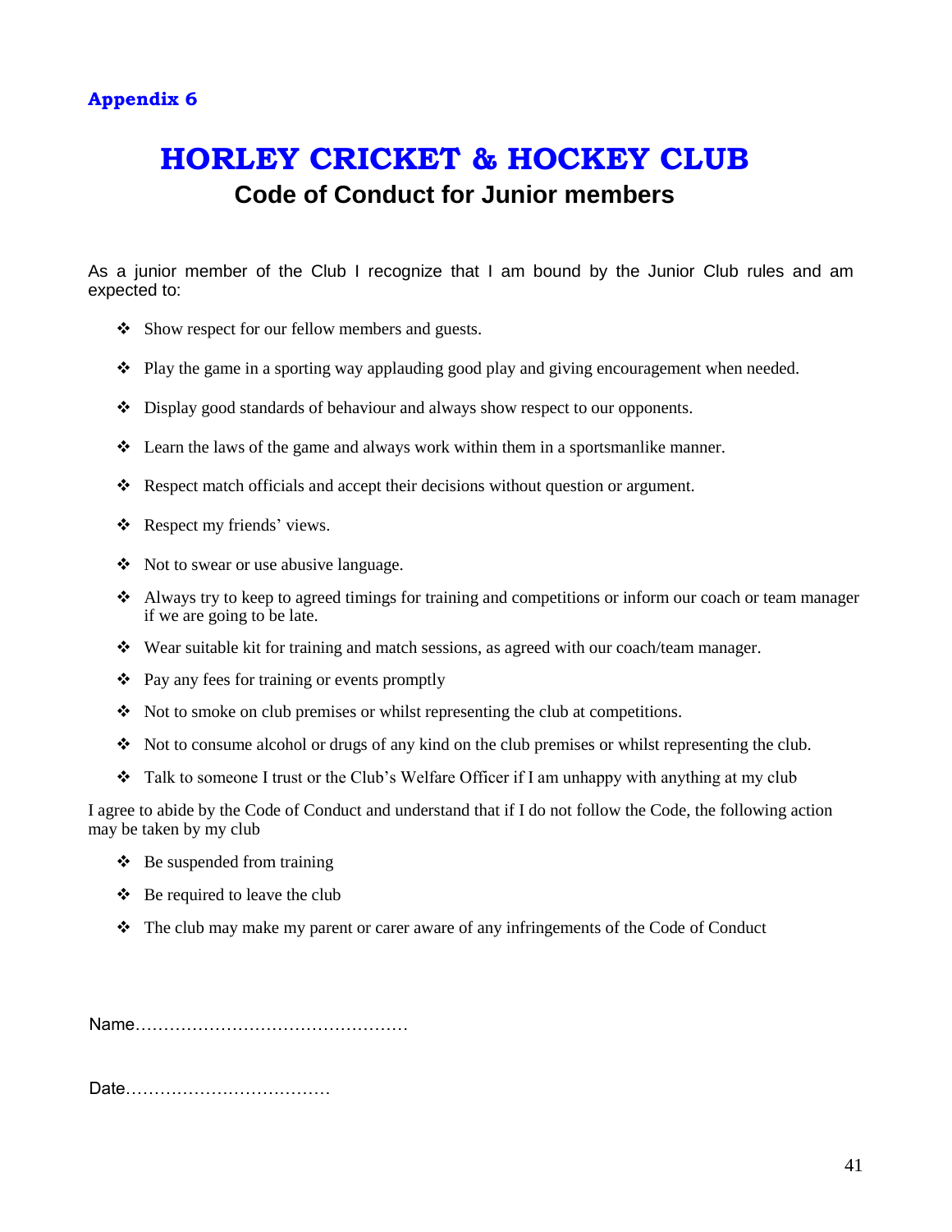**Appendix 6**

# HORLEY CRICKET & HOCKEY CLUB

## Code of Conduct for Junior members

As a junior member of the Club I recognize that I am bound by the Junior Club rules and am expected to:

- Show respect for our fellow members and guests.
- Play the game in a sporting way applauding good play and giving encouragement when needed.
- Display good standards of behaviour and always show respect to our opponents.
- Learn the laws of the game and always work within them in a sportsmanlike manner.
- Respect match officials and accept their decisions without question or argument.
- Respect my friends' views.
- Not to swear or use abusive language.
- Always try to keep to agreed timings for training and competitions or inform our coach or team manager if we are going to be late.
- Wear suitable kit for training and match sessions, as agreed with our coach/team manager.
- Pay any fees for training or events promptly
- Not to smoke on club premises or whilst representing the club at competitions.
- Not to consume alcohol or drugs of any kind on the club premises or whilst representing the club.
- Talk to someone I trust or the Club's Welfare Officer if I am unhappy with anything at my club

I agree to abide by the Code of Conduct and understand that if I do not follow the Code, the following action may be taken by my club

- Be suspended from training
- Be required to leave the club
- The club may make my parent or carer aware of any infringements of the Code of Conduct

Name…………………………………………

Date………………………………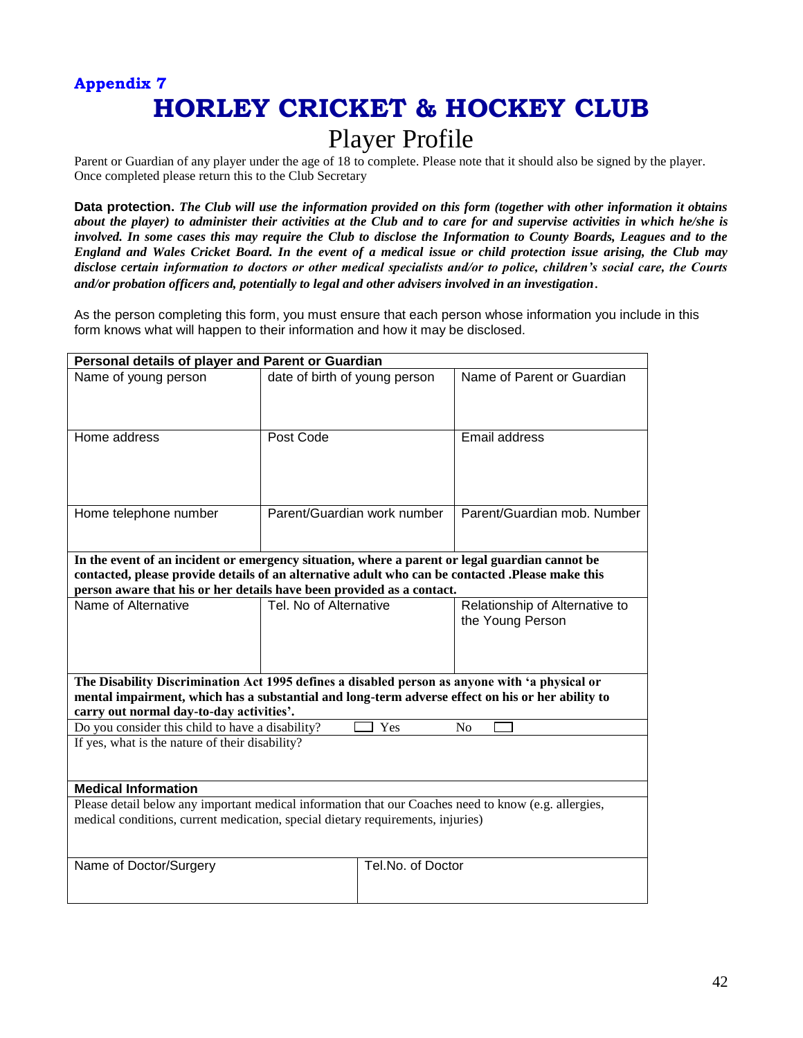**Appendix 7**

# HORLEY CRICKET & HOCKEY CLUB

## Player Profile

Parent or Guardian of any player under the age of 18 to complete. Please note that it should also be signed by the player. Once completed please return this to the Club Secretary

**Data protection.** ***The Club will use the information provided on this form (together with other information it obtains about the player) to administer their activities at the Club and to care for and supervise activities in which he/she is involved. In some cases this may require the Club to disclose the Information to County Boards, Leagues and to the England and Wales Cricket Board. In the event of a medical issue or child protection issue arising, the Club may disclose certain information to doctors or other medical specialists and/or to police, children's social care, the Courts and/or probation officers and, potentially to legal and other advisers involved in an investigation.***

As the person completing this form, you must ensure that each person whose information you include in this form knows what will happen to their information and how it may be disclosed.

| **Personal details of player and Parent or Guardian** | | |
|---|---|---|
| Name of young person | date of birth of young person | Name of Parent or Guardian |
| Home address | Post Code | Email address |
| Home telephone number | Parent/Guardian work number | Parent/Guardian mob. Number |
| **In the event of an incident or emergency situation, where a parent or legal guardian cannot be contacted, please provide details of an alternative adult who can be contacted .Please make this person aware that his or her details have been provided as a contact.** | | |
| Name of Alternative | Tel. No of Alternative | Relationship of Alternative to the Young Person |
| **The Disability Discrimination Act 1995 defines a disabled person as anyone with 'a physical or mental impairment, which has a substantial and long-term adverse effect on his or her ability to carry out normal day-to-day activities'.** | | |
| Do you consider this child to have a disability? | ☐ Yes | No ☐ |
| If yes, what is the nature of their disability? | | |
| **Medical Information** | | |
| Please detail below any important medical information that our Coaches need to know (e.g. allergies, medical conditions, current medication, special dietary requirements, injuries) | | |
| Name of Doctor/Surgery | Tel.No. of Doctor | |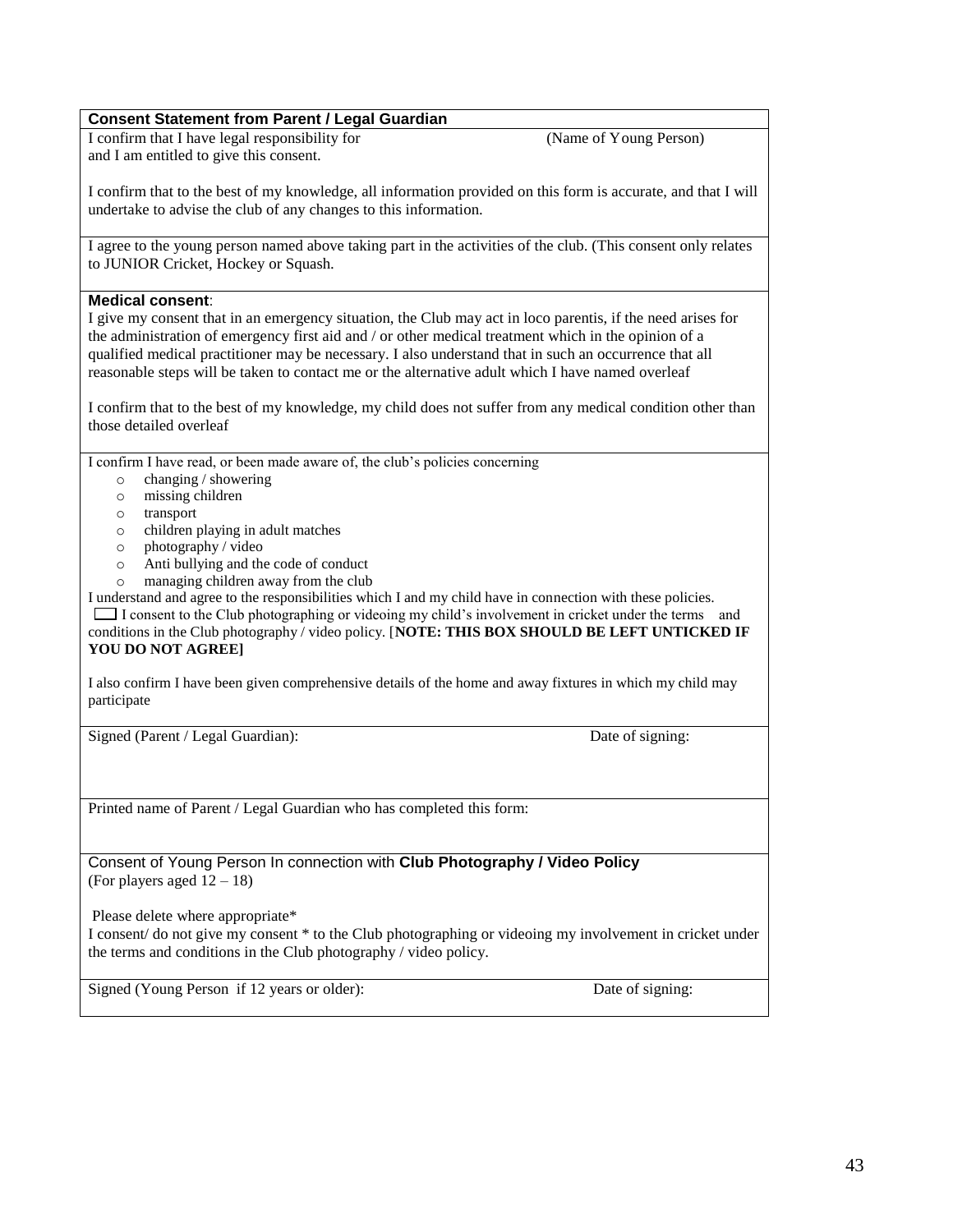**Consent Statement from Parent / Legal Guardian**

I confirm that I have legal responsibility for (Name of Young Person) and I am entitled to give this consent.

I confirm that to the best of my knowledge, all information provided on this form is accurate, and that I will undertake to advise the club of any changes to this information.

I agree to the young person named above taking part in the activities of the club. (This consent only relates to JUNIOR Cricket, Hockey or Squash.

**Medical consent**:

I give my consent that in an emergency situation, the Club may act in loco parentis, if the need arises for the administration of emergency first aid and / or other medical treatment which in the opinion of a qualified medical practitioner may be necessary. I also understand that in such an occurrence that all reasonable steps will be taken to contact me or the alternative adult which I have named overleaf

I confirm that to the best of my knowledge, my child does not suffer from any medical condition other than those detailed overleaf

I confirm I have read, or been made aware of, the club's policies concerning

- changing / showering
- missing children
- transport
- children playing in adult matches
- photography / video
- Anti bullying and the code of conduct
- managing children away from the club

I understand and agree to the responsibilities which I and my child have in connection with these policies.

☐ I consent to the Club photographing or videoing my child's involvement in cricket under the terms and conditions in the Club photography / video policy. [**NOTE: THIS BOX SHOULD BE LEFT UNTICKED IF YOU DO NOT AGREE]**

I also confirm I have been given comprehensive details of the home and away fixtures in which my child may participate

Signed (Parent / Legal Guardian): Date of signing:

Printed name of Parent / Legal Guardian who has completed this form:

Consent of Young Person In connection with **Club Photography / Video Policy**
(For players aged 12 – 18)

Please delete where appropriate*

I consent/ do not give my consent * to the Club photographing or videoing my involvement in cricket under the terms and conditions in the Club photography / video policy.

Signed (Young Person if 12 years or older): Date of signing: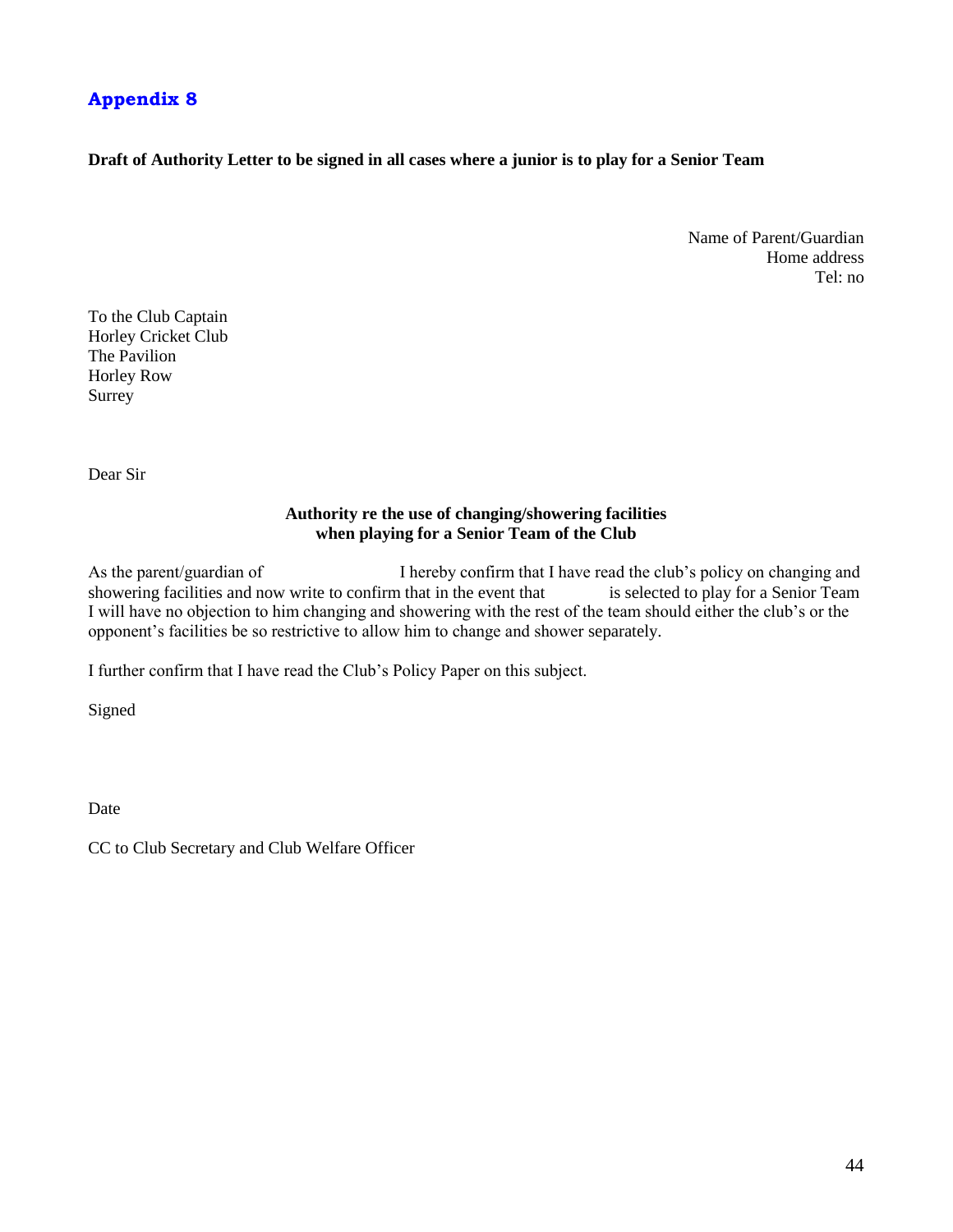## Appendix 8

**Draft of Authority Letter to be signed in all cases where a junior is to play for a Senior Team**

Name of Parent/Guardian
Home address
Tel: no

To the Club Captain
Horley Cricket Club
The Pavilion
Horley Row
Surrey

Dear Sir

**Authority re the use of changing/showering facilities when playing for a Senior Team of the Club**

As the parent/guardian of                          I hereby confirm that I have read the club's policy on changing and showering facilities and now write to confirm that in the event that            is selected to play for a Senior Team I will have no objection to him changing and showering with the rest of the team should either the club's or the opponent's facilities be so restrictive to allow him to change and shower separately.

I further confirm that I have read the Club's Policy Paper on this subject.

Signed

Date

CC to Club Secretary and Club Welfare Officer